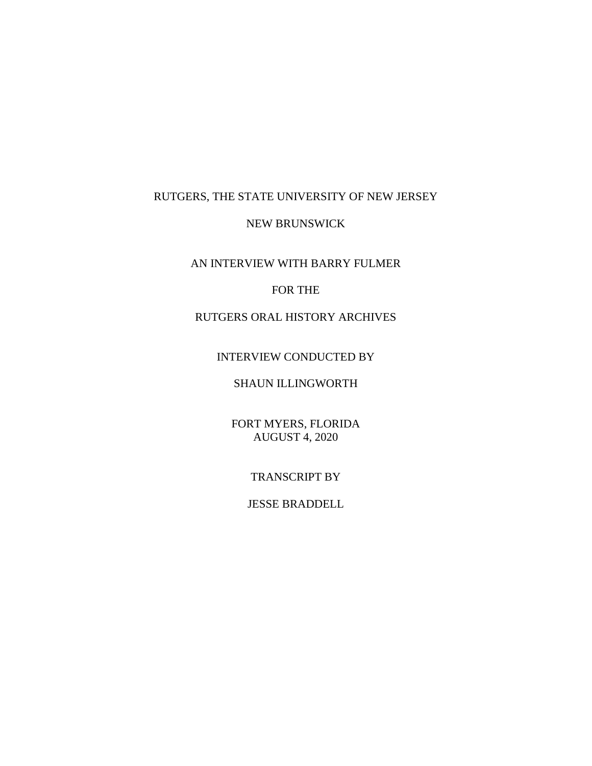RUTGERS, THE STATE UNIVERSITY OF NEW JERSEY

NEW BRUNSWICK

AN INTERVIEW WITH BARRY FULMER

FOR THE

RUTGERS ORAL HISTORY ARCHIVES

INTERVIEW CONDUCTED BY

SHAUN ILLINGWORTH

FORT MYERS, FLORIDA
AUGUST 4, 2020

TRANSCRIPT BY

JESSE BRADDELL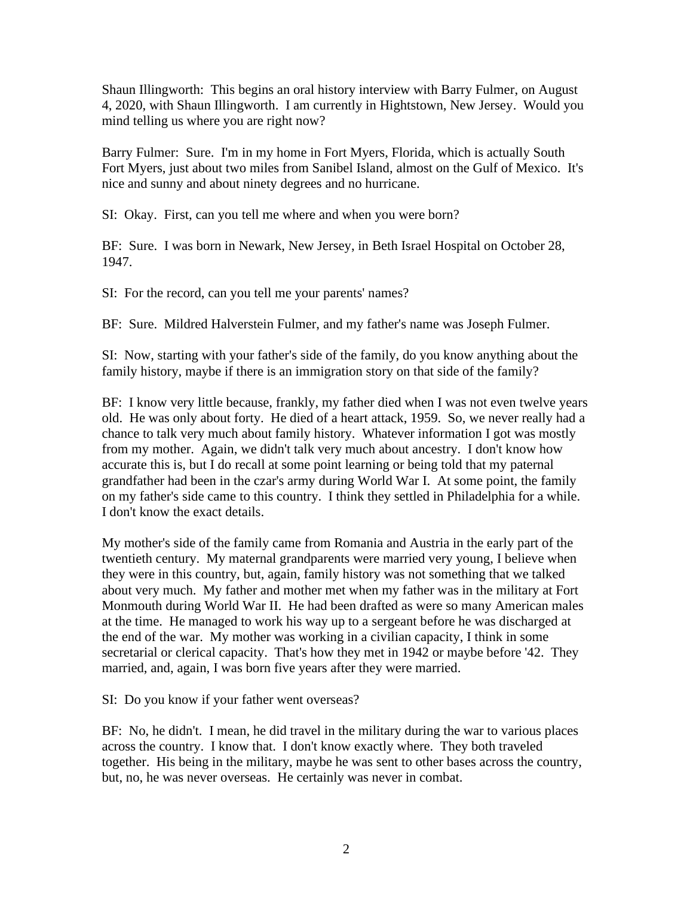Shaun Illingworth: This begins an oral history interview with Barry Fulmer, on August 4, 2020, with Shaun Illingworth. I am currently in Hightstown, New Jersey. Would you mind telling us where you are right now?

Barry Fulmer: Sure. I'm in my home in Fort Myers, Florida, which is actually South Fort Myers, just about two miles from Sanibel Island, almost on the Gulf of Mexico. It's nice and sunny and about ninety degrees and no hurricane.

SI: Okay. First, can you tell me where and when you were born?

BF: Sure. I was born in Newark, New Jersey, in Beth Israel Hospital on October 28, 1947.

SI: For the record, can you tell me your parents' names?

BF: Sure. Mildred Halverstein Fulmer, and my father's name was Joseph Fulmer.

SI: Now, starting with your father's side of the family, do you know anything about the family history, maybe if there is an immigration story on that side of the family?

BF: I know very little because, frankly, my father died when I was not even twelve years old. He was only about forty. He died of a heart attack, 1959. So, we never really had a chance to talk very much about family history. Whatever information I got was mostly from my mother. Again, we didn't talk very much about ancestry. I don't know how accurate this is, but I do recall at some point learning or being told that my paternal grandfather had been in the czar's army during World War I. At some point, the family on my father's side came to this country. I think they settled in Philadelphia for a while. I don't know the exact details.

My mother's side of the family came from Romania and Austria in the early part of the twentieth century. My maternal grandparents were married very young, I believe when they were in this country, but, again, family history was not something that we talked about very much. My father and mother met when my father was in the military at Fort Monmouth during World War II. He had been drafted as were so many American males at the time. He managed to work his way up to a sergeant before he was discharged at the end of the war. My mother was working in a civilian capacity, I think in some secretarial or clerical capacity. That's how they met in 1942 or maybe before '42. They married, and, again, I was born five years after they were married.

SI: Do you know if your father went overseas?

BF: No, he didn't. I mean, he did travel in the military during the war to various places across the country. I know that. I don't know exactly where. They both traveled together. His being in the military, maybe he was sent to other bases across the country, but, no, he was never overseas. He certainly was never in combat.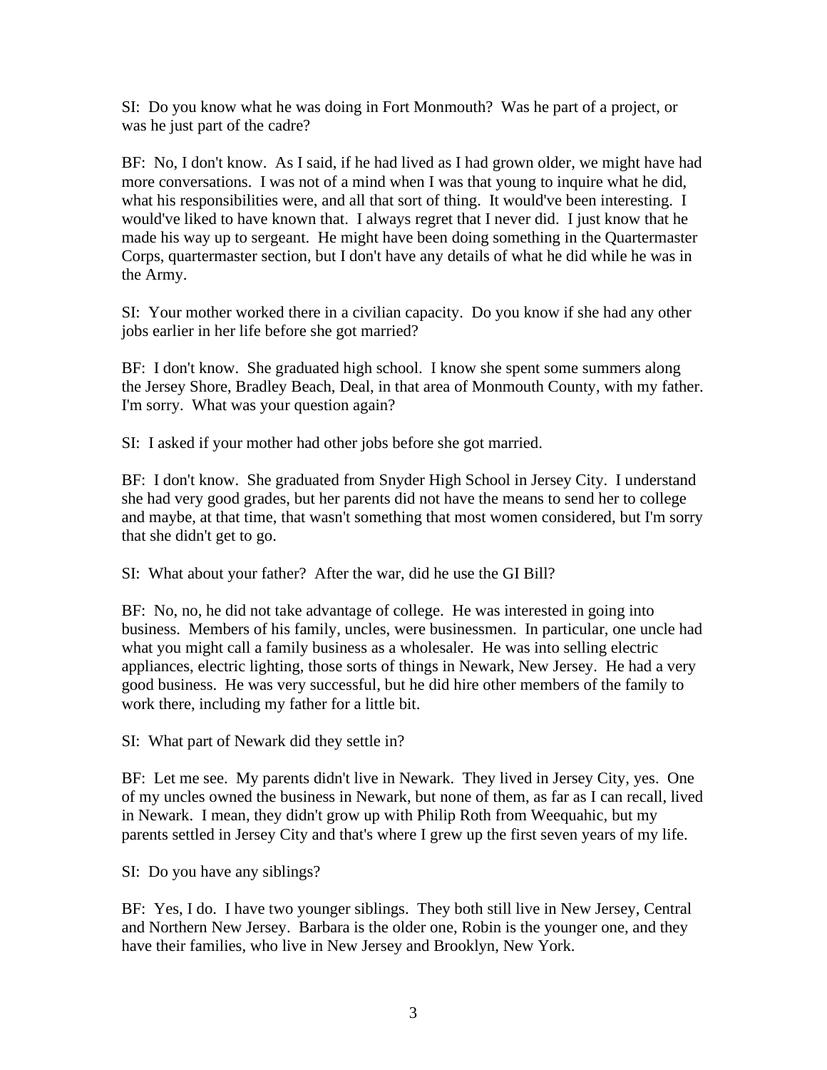SI: Do you know what he was doing in Fort Monmouth? Was he part of a project, or was he just part of the cadre?

BF: No, I don't know. As I said, if he had lived as I had grown older, we might have had more conversations. I was not of a mind when I was that young to inquire what he did, what his responsibilities were, and all that sort of thing. It would've been interesting. I would've liked to have known that. I always regret that I never did. I just know that he made his way up to sergeant. He might have been doing something in the Quartermaster Corps, quartermaster section, but I don't have any details of what he did while he was in the Army.

SI: Your mother worked there in a civilian capacity. Do you know if she had any other jobs earlier in her life before she got married?

BF: I don't know. She graduated high school. I know she spent some summers along the Jersey Shore, Bradley Beach, Deal, in that area of Monmouth County, with my father. I'm sorry. What was your question again?

SI: I asked if your mother had other jobs before she got married.

BF: I don't know. She graduated from Snyder High School in Jersey City. I understand she had very good grades, but her parents did not have the means to send her to college and maybe, at that time, that wasn't something that most women considered, but I'm sorry that she didn't get to go.

SI: What about your father? After the war, did he use the GI Bill?

BF: No, no, he did not take advantage of college. He was interested in going into business. Members of his family, uncles, were businessmen. In particular, one uncle had what you might call a family business as a wholesaler. He was into selling electric appliances, electric lighting, those sorts of things in Newark, New Jersey. He had a very good business. He was very successful, but he did hire other members of the family to work there, including my father for a little bit.

SI: What part of Newark did they settle in?

BF: Let me see. My parents didn't live in Newark. They lived in Jersey City, yes. One of my uncles owned the business in Newark, but none of them, as far as I can recall, lived in Newark. I mean, they didn't grow up with Philip Roth from Weequahic, but my parents settled in Jersey City and that's where I grew up the first seven years of my life.

SI: Do you have any siblings?

BF: Yes, I do. I have two younger siblings. They both still live in New Jersey, Central and Northern New Jersey. Barbara is the older one, Robin is the younger one, and they have their families, who live in New Jersey and Brooklyn, New York.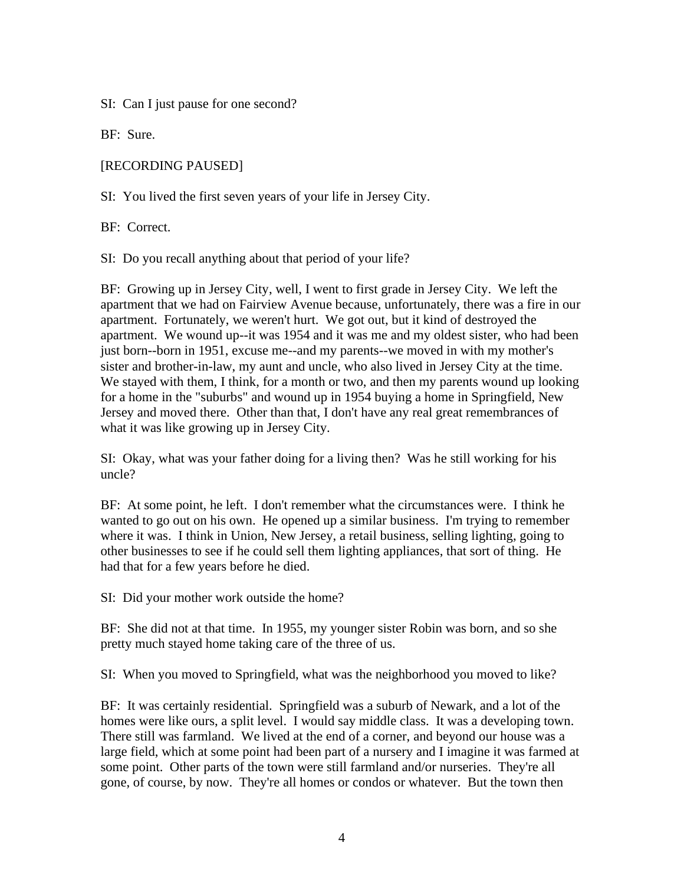SI: Can I just pause for one second?

BF: Sure.

[RECORDING PAUSED]

SI: You lived the first seven years of your life in Jersey City.

BF: Correct.

SI: Do you recall anything about that period of your life?

BF: Growing up in Jersey City, well, I went to first grade in Jersey City. We left the apartment that we had on Fairview Avenue because, unfortunately, there was a fire in our apartment. Fortunately, we weren't hurt. We got out, but it kind of destroyed the apartment. We wound up--it was 1954 and it was me and my oldest sister, who had been just born--born in 1951, excuse me--and my parents--we moved in with my mother's sister and brother-in-law, my aunt and uncle, who also lived in Jersey City at the time. We stayed with them, I think, for a month or two, and then my parents wound up looking for a home in the "suburbs" and wound up in 1954 buying a home in Springfield, New Jersey and moved there. Other than that, I don't have any real great remembrances of what it was like growing up in Jersey City.

SI: Okay, what was your father doing for a living then? Was he still working for his uncle?

BF: At some point, he left. I don't remember what the circumstances were. I think he wanted to go out on his own. He opened up a similar business. I'm trying to remember where it was. I think in Union, New Jersey, a retail business, selling lighting, going to other businesses to see if he could sell them lighting appliances, that sort of thing. He had that for a few years before he died.

SI: Did your mother work outside the home?

BF: She did not at that time. In 1955, my younger sister Robin was born, and so she pretty much stayed home taking care of the three of us.

SI: When you moved to Springfield, what was the neighborhood you moved to like?

BF: It was certainly residential. Springfield was a suburb of Newark, and a lot of the homes were like ours, a split level. I would say middle class. It was a developing town. There still was farmland. We lived at the end of a corner, and beyond our house was a large field, which at some point had been part of a nursery and I imagine it was farmed at some point. Other parts of the town were still farmland and/or nurseries. They're all gone, of course, by now. They're all homes or condos or whatever. But the town then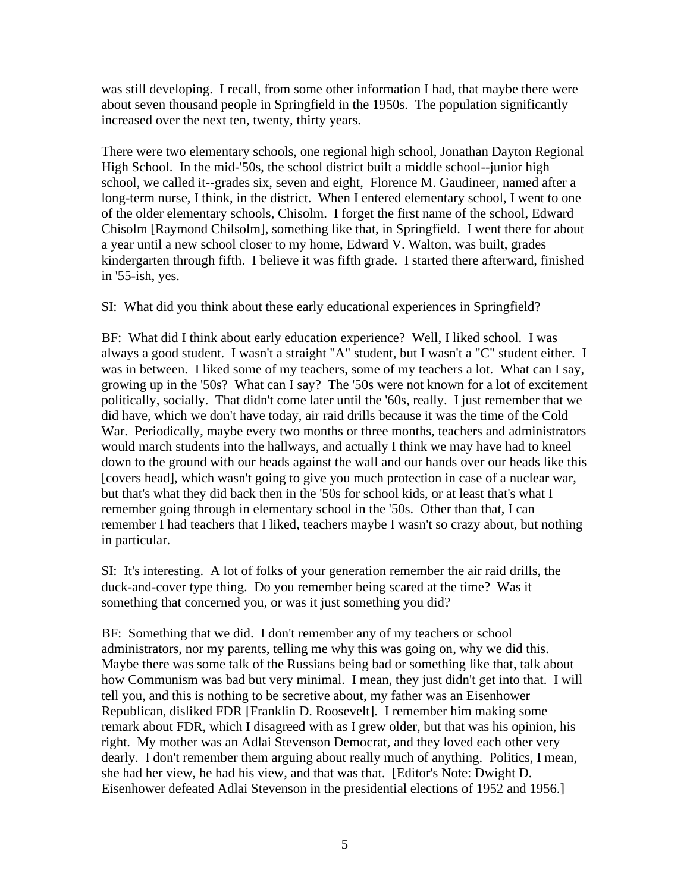was still developing. I recall, from some other information I had, that maybe there were about seven thousand people in Springfield in the 1950s. The population significantly increased over the next ten, twenty, thirty years.

There were two elementary schools, one regional high school, Jonathan Dayton Regional High School. In the mid-'50s, the school district built a middle school--junior high school, we called it--grades six, seven and eight, Florence M. Gaudineer, named after a long-term nurse, I think, in the district. When I entered elementary school, I went to one of the older elementary schools, Chisolm. I forget the first name of the school, Edward Chisolm [Raymond Chilsolm], something like that, in Springfield. I went there for about a year until a new school closer to my home, Edward V. Walton, was built, grades kindergarten through fifth. I believe it was fifth grade. I started there afterward, finished in '55-ish, yes.

SI: What did you think about these early educational experiences in Springfield?

BF: What did I think about early education experience? Well, I liked school. I was always a good student. I wasn't a straight "A" student, but I wasn't a "C" student either. I was in between. I liked some of my teachers, some of my teachers a lot. What can I say, growing up in the '50s? What can I say? The '50s were not known for a lot of excitement politically, socially. That didn't come later until the '60s, really. I just remember that we did have, which we don't have today, air raid drills because it was the time of the Cold War. Periodically, maybe every two months or three months, teachers and administrators would march students into the hallways, and actually I think we may have had to kneel down to the ground with our heads against the wall and our hands over our heads like this [covers head], which wasn't going to give you much protection in case of a nuclear war, but that's what they did back then in the '50s for school kids, or at least that's what I remember going through in elementary school in the '50s. Other than that, I can remember I had teachers that I liked, teachers maybe I wasn't so crazy about, but nothing in particular.

SI: It's interesting. A lot of folks of your generation remember the air raid drills, the duck-and-cover type thing. Do you remember being scared at the time? Was it something that concerned you, or was it just something you did?

BF: Something that we did. I don't remember any of my teachers or school administrators, nor my parents, telling me why this was going on, why we did this. Maybe there was some talk of the Russians being bad or something like that, talk about how Communism was bad but very minimal. I mean, they just didn't get into that. I will tell you, and this is nothing to be secretive about, my father was an Eisenhower Republican, disliked FDR [Franklin D. Roosevelt]. I remember him making some remark about FDR, which I disagreed with as I grew older, but that was his opinion, his right. My mother was an Adlai Stevenson Democrat, and they loved each other very dearly. I don't remember them arguing about really much of anything. Politics, I mean, she had her view, he had his view, and that was that. [Editor's Note: Dwight D. Eisenhower defeated Adlai Stevenson in the presidential elections of 1952 and 1956.]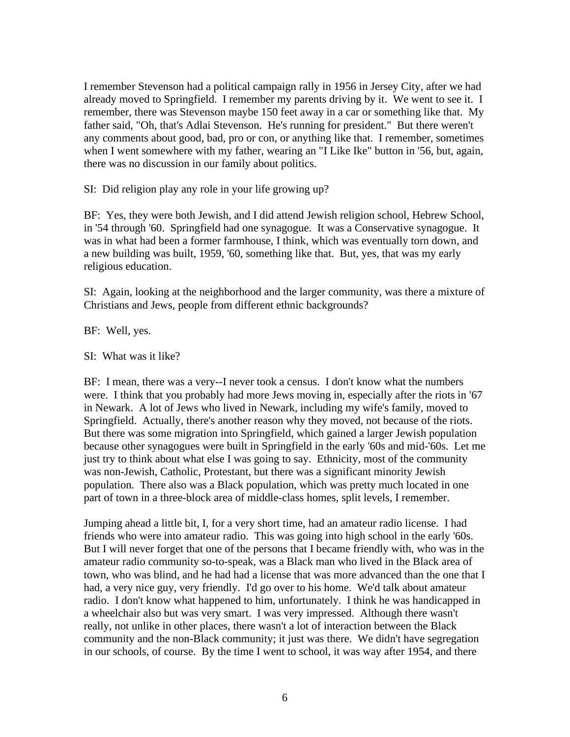I remember Stevenson had a political campaign rally in 1956 in Jersey City, after we had already moved to Springfield. I remember my parents driving by it. We went to see it. I remember, there was Stevenson maybe 150 feet away in a car or something like that. My father said, "Oh, that's Adlai Stevenson. He's running for president." But there weren't any comments about good, bad, pro or con, or anything like that. I remember, sometimes when I went somewhere with my father, wearing an "I Like Ike" button in '56, but, again, there was no discussion in our family about politics.

SI: Did religion play any role in your life growing up?

BF: Yes, they were both Jewish, and I did attend Jewish religion school, Hebrew School, in '54 through '60. Springfield had one synagogue. It was a Conservative synagogue. It was in what had been a former farmhouse, I think, which was eventually torn down, and a new building was built, 1959, '60, something like that. But, yes, that was my early religious education.

SI: Again, looking at the neighborhood and the larger community, was there a mixture of Christians and Jews, people from different ethnic backgrounds?

BF: Well, yes.

SI: What was it like?

BF: I mean, there was a very--I never took a census. I don't know what the numbers were. I think that you probably had more Jews moving in, especially after the riots in '67 in Newark. A lot of Jews who lived in Newark, including my wife's family, moved to Springfield. Actually, there's another reason why they moved, not because of the riots. But there was some migration into Springfield, which gained a larger Jewish population because other synagogues were built in Springfield in the early '60s and mid-'60s. Let me just try to think about what else I was going to say. Ethnicity, most of the community was non-Jewish, Catholic, Protestant, but there was a significant minority Jewish population. There also was a Black population, which was pretty much located in one part of town in a three-block area of middle-class homes, split levels, I remember.

Jumping ahead a little bit, I, for a very short time, had an amateur radio license. I had friends who were into amateur radio. This was going into high school in the early '60s. But I will never forget that one of the persons that I became friendly with, who was in the amateur radio community so-to-speak, was a Black man who lived in the Black area of town, who was blind, and he had had a license that was more advanced than the one that I had, a very nice guy, very friendly. I'd go over to his home. We'd talk about amateur radio. I don't know what happened to him, unfortunately. I think he was handicapped in a wheelchair also but was very smart. I was very impressed. Although there wasn't really, not unlike in other places, there wasn't a lot of interaction between the Black community and the non-Black community; it just was there. We didn't have segregation in our schools, of course. By the time I went to school, it was way after 1954, and there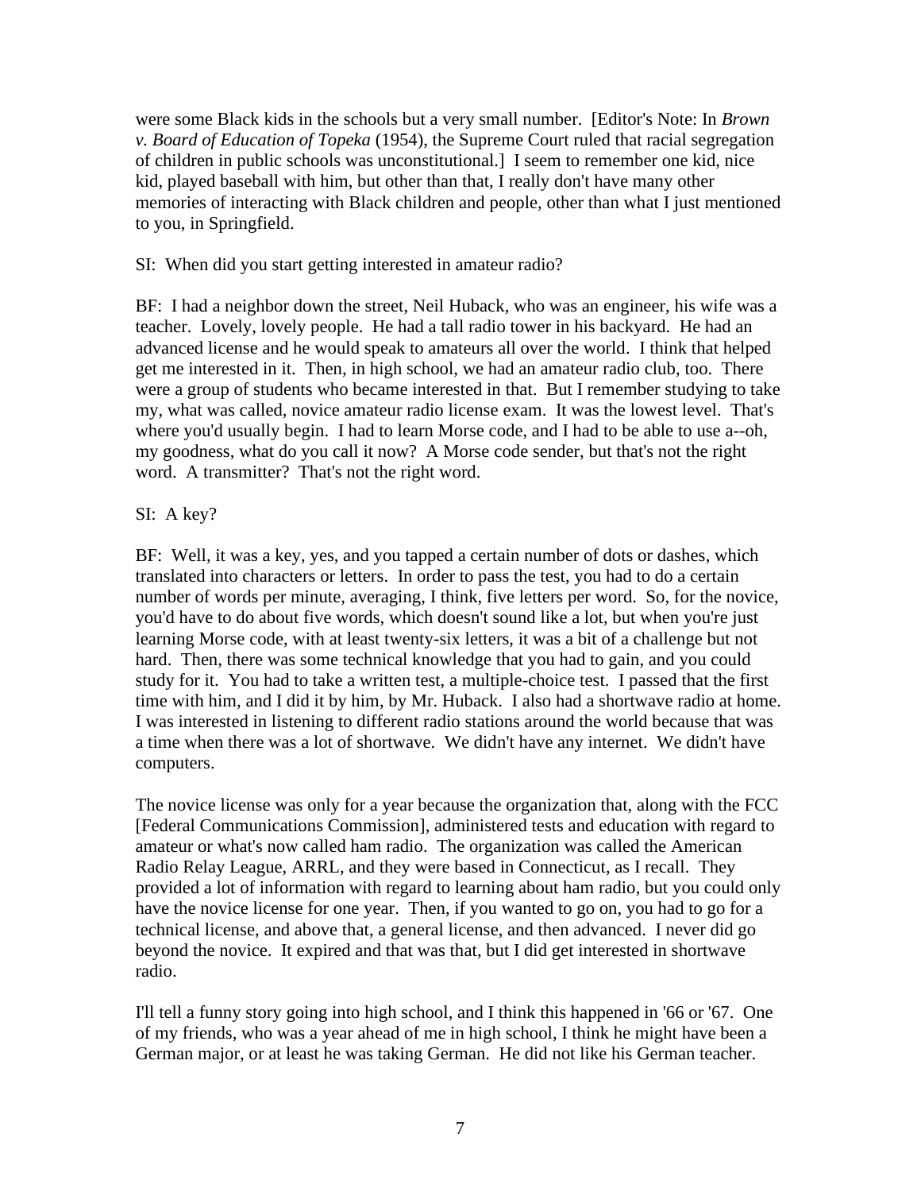were some Black kids in the schools but a very small number. [Editor's Note: In *Brown v. Board of Education of Topeka* (1954), the Supreme Court ruled that racial segregation of children in public schools was unconstitutional.] I seem to remember one kid, nice kid, played baseball with him, but other than that, I really don't have many other memories of interacting with Black children and people, other than what I just mentioned to you, in Springfield.

SI: When did you start getting interested in amateur radio?

BF: I had a neighbor down the street, Neil Huback, who was an engineer, his wife was a teacher. Lovely, lovely people. He had a tall radio tower in his backyard. He had an advanced license and he would speak to amateurs all over the world. I think that helped get me interested in it. Then, in high school, we had an amateur radio club, too. There were a group of students who became interested in that. But I remember studying to take my, what was called, novice amateur radio license exam. It was the lowest level. That's where you'd usually begin. I had to learn Morse code, and I had to be able to use a--oh, my goodness, what do you call it now? A Morse code sender, but that's not the right word. A transmitter? That's not the right word.

SI: A key?

BF: Well, it was a key, yes, and you tapped a certain number of dots or dashes, which translated into characters or letters. In order to pass the test, you had to do a certain number of words per minute, averaging, I think, five letters per word. So, for the novice, you'd have to do about five words, which doesn't sound like a lot, but when you're just learning Morse code, with at least twenty-six letters, it was a bit of a challenge but not hard. Then, there was some technical knowledge that you had to gain, and you could study for it. You had to take a written test, a multiple-choice test. I passed that the first time with him, and I did it by him, by Mr. Huback. I also had a shortwave radio at home. I was interested in listening to different radio stations around the world because that was a time when there was a lot of shortwave. We didn't have any internet. We didn't have computers.

The novice license was only for a year because the organization that, along with the FCC [Federal Communications Commission], administered tests and education with regard to amateur or what's now called ham radio. The organization was called the American Radio Relay League, ARRL, and they were based in Connecticut, as I recall. They provided a lot of information with regard to learning about ham radio, but you could only have the novice license for one year. Then, if you wanted to go on, you had to go for a technical license, and above that, a general license, and then advanced. I never did go beyond the novice. It expired and that was that, but I did get interested in shortwave radio.

I'll tell a funny story going into high school, and I think this happened in '66 or '67. One of my friends, who was a year ahead of me in high school, I think he might have been a German major, or at least he was taking German. He did not like his German teacher.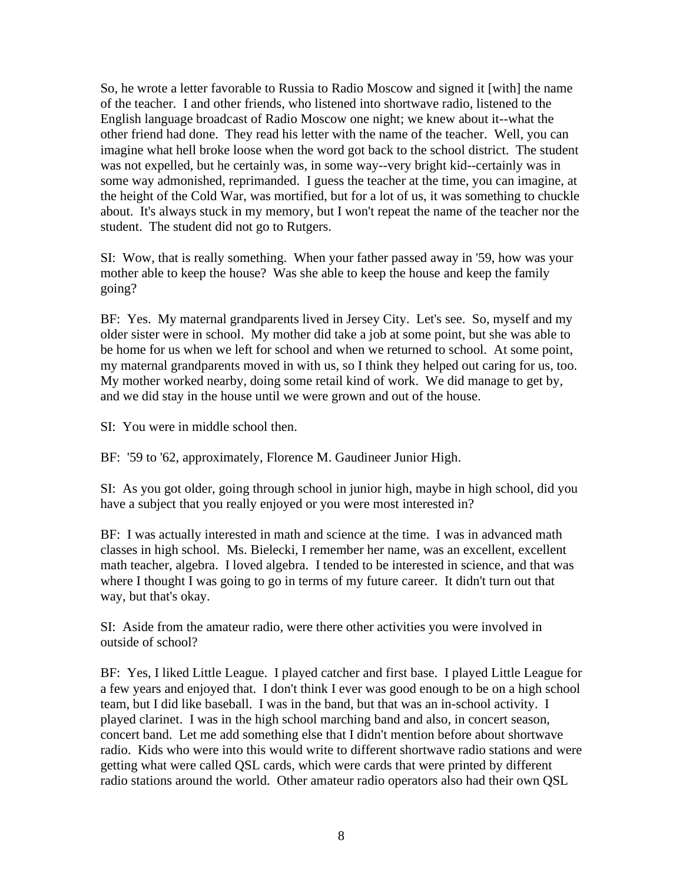So, he wrote a letter favorable to Russia to Radio Moscow and signed it [with] the name of the teacher. I and other friends, who listened into shortwave radio, listened to the English language broadcast of Radio Moscow one night; we knew about it--what the other friend had done. They read his letter with the name of the teacher. Well, you can imagine what hell broke loose when the word got back to the school district. The student was not expelled, but he certainly was, in some way--very bright kid--certainly was in some way admonished, reprimanded. I guess the teacher at the time, you can imagine, at the height of the Cold War, was mortified, but for a lot of us, it was something to chuckle about. It's always stuck in my memory, but I won't repeat the name of the teacher nor the student. The student did not go to Rutgers.

SI: Wow, that is really something. When your father passed away in '59, how was your mother able to keep the house? Was she able to keep the house and keep the family going?

BF: Yes. My maternal grandparents lived in Jersey City. Let's see. So, myself and my older sister were in school. My mother did take a job at some point, but she was able to be home for us when we left for school and when we returned to school. At some point, my maternal grandparents moved in with us, so I think they helped out caring for us, too. My mother worked nearby, doing some retail kind of work. We did manage to get by, and we did stay in the house until we were grown and out of the house.

SI: You were in middle school then.

BF: '59 to '62, approximately, Florence M. Gaudineer Junior High.

SI: As you got older, going through school in junior high, maybe in high school, did you have a subject that you really enjoyed or you were most interested in?

BF: I was actually interested in math and science at the time. I was in advanced math classes in high school. Ms. Bielecki, I remember her name, was an excellent, excellent math teacher, algebra. I loved algebra. I tended to be interested in science, and that was where I thought I was going to go in terms of my future career. It didn't turn out that way, but that's okay.

SI: Aside from the amateur radio, were there other activities you were involved in outside of school?

BF: Yes, I liked Little League. I played catcher and first base. I played Little League for a few years and enjoyed that. I don't think I ever was good enough to be on a high school team, but I did like baseball. I was in the band, but that was an in-school activity. I played clarinet. I was in the high school marching band and also, in concert season, concert band. Let me add something else that I didn't mention before about shortwave radio. Kids who were into this would write to different shortwave radio stations and were getting what were called QSL cards, which were cards that were printed by different radio stations around the world. Other amateur radio operators also had their own QSL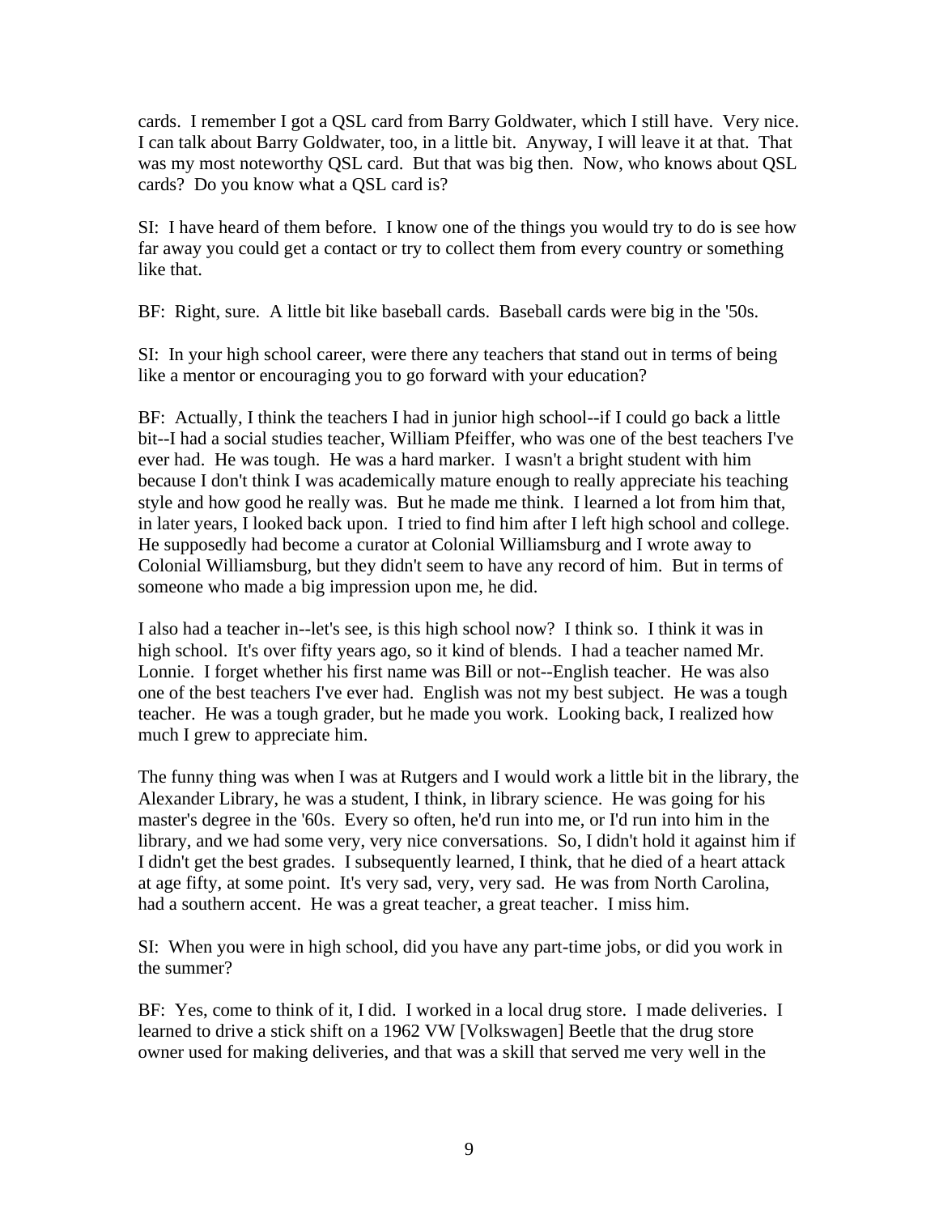cards. I remember I got a QSL card from Barry Goldwater, which I still have. Very nice. I can talk about Barry Goldwater, too, in a little bit. Anyway, I will leave it at that. That was my most noteworthy QSL card. But that was big then. Now, who knows about QSL cards? Do you know what a QSL card is?

SI: I have heard of them before. I know one of the things you would try to do is see how far away you could get a contact or try to collect them from every country or something like that.

BF: Right, sure. A little bit like baseball cards. Baseball cards were big in the '50s.

SI: In your high school career, were there any teachers that stand out in terms of being like a mentor or encouraging you to go forward with your education?

BF: Actually, I think the teachers I had in junior high school--if I could go back a little bit--I had a social studies teacher, William Pfeiffer, who was one of the best teachers I've ever had. He was tough. He was a hard marker. I wasn't a bright student with him because I don't think I was academically mature enough to really appreciate his teaching style and how good he really was. But he made me think. I learned a lot from him that, in later years, I looked back upon. I tried to find him after I left high school and college. He supposedly had become a curator at Colonial Williamsburg and I wrote away to Colonial Williamsburg, but they didn't seem to have any record of him. But in terms of someone who made a big impression upon me, he did.

I also had a teacher in--let's see, is this high school now? I think so. I think it was in high school. It's over fifty years ago, so it kind of blends. I had a teacher named Mr. Lonnie. I forget whether his first name was Bill or not--English teacher. He was also one of the best teachers I've ever had. English was not my best subject. He was a tough teacher. He was a tough grader, but he made you work. Looking back, I realized how much I grew to appreciate him.

The funny thing was when I was at Rutgers and I would work a little bit in the library, the Alexander Library, he was a student, I think, in library science. He was going for his master's degree in the '60s. Every so often, he'd run into me, or I'd run into him in the library, and we had some very, very nice conversations. So, I didn't hold it against him if I didn't get the best grades. I subsequently learned, I think, that he died of a heart attack at age fifty, at some point. It's very sad, very, very sad. He was from North Carolina, had a southern accent. He was a great teacher, a great teacher. I miss him.

SI: When you were in high school, did you have any part-time jobs, or did you work in the summer?

BF: Yes, come to think of it, I did. I worked in a local drug store. I made deliveries. I learned to drive a stick shift on a 1962 VW [Volkswagen] Beetle that the drug store owner used for making deliveries, and that was a skill that served me very well in the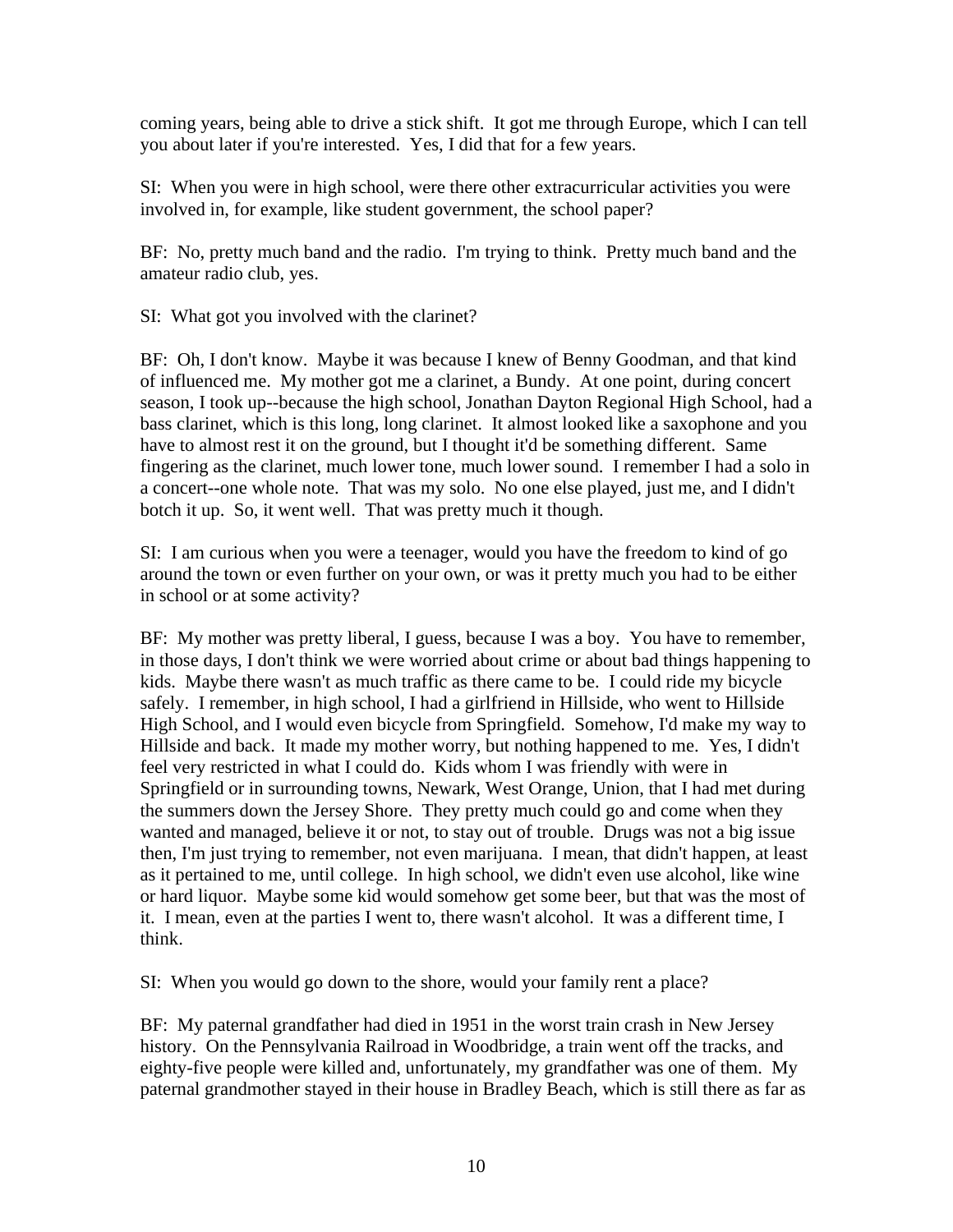coming years, being able to drive a stick shift. It got me through Europe, which I can tell you about later if you're interested. Yes, I did that for a few years.

SI: When you were in high school, were there other extracurricular activities you were involved in, for example, like student government, the school paper?

BF: No, pretty much band and the radio. I'm trying to think. Pretty much band and the amateur radio club, yes.

SI: What got you involved with the clarinet?

BF: Oh, I don't know. Maybe it was because I knew of Benny Goodman, and that kind of influenced me. My mother got me a clarinet, a Bundy. At one point, during concert season, I took up--because the high school, Jonathan Dayton Regional High School, had a bass clarinet, which is this long, long clarinet. It almost looked like a saxophone and you have to almost rest it on the ground, but I thought it'd be something different. Same fingering as the clarinet, much lower tone, much lower sound. I remember I had a solo in a concert--one whole note. That was my solo. No one else played, just me, and I didn't botch it up. So, it went well. That was pretty much it though.

SI: I am curious when you were a teenager, would you have the freedom to kind of go around the town or even further on your own, or was it pretty much you had to be either in school or at some activity?

BF: My mother was pretty liberal, I guess, because I was a boy. You have to remember, in those days, I don't think we were worried about crime or about bad things happening to kids. Maybe there wasn't as much traffic as there came to be. I could ride my bicycle safely. I remember, in high school, I had a girlfriend in Hillside, who went to Hillside High School, and I would even bicycle from Springfield. Somehow, I'd make my way to Hillside and back. It made my mother worry, but nothing happened to me. Yes, I didn't feel very restricted in what I could do. Kids whom I was friendly with were in Springfield or in surrounding towns, Newark, West Orange, Union, that I had met during the summers down the Jersey Shore. They pretty much could go and come when they wanted and managed, believe it or not, to stay out of trouble. Drugs was not a big issue then, I'm just trying to remember, not even marijuana. I mean, that didn't happen, at least as it pertained to me, until college. In high school, we didn't even use alcohol, like wine or hard liquor. Maybe some kid would somehow get some beer, but that was the most of it. I mean, even at the parties I went to, there wasn't alcohol. It was a different time, I think.

SI: When you would go down to the shore, would your family rent a place?

BF: My paternal grandfather had died in 1951 in the worst train crash in New Jersey history. On the Pennsylvania Railroad in Woodbridge, a train went off the tracks, and eighty-five people were killed and, unfortunately, my grandfather was one of them. My paternal grandmother stayed in their house in Bradley Beach, which is still there as far as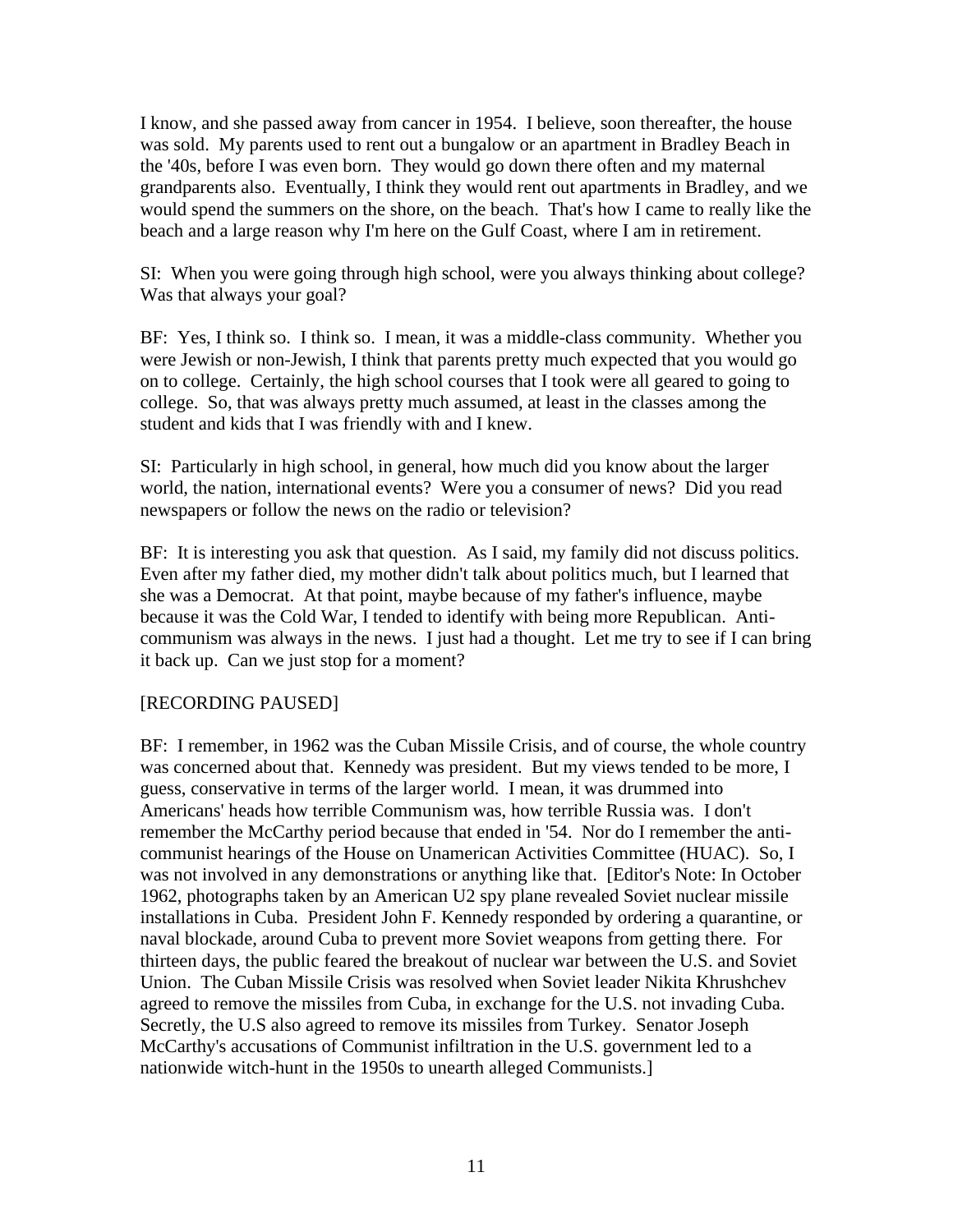I know, and she passed away from cancer in 1954. I believe, soon thereafter, the house was sold. My parents used to rent out a bungalow or an apartment in Bradley Beach in the '40s, before I was even born. They would go down there often and my maternal grandparents also. Eventually, I think they would rent out apartments in Bradley, and we would spend the summers on the shore, on the beach. That's how I came to really like the beach and a large reason why I'm here on the Gulf Coast, where I am in retirement.

SI: When you were going through high school, were you always thinking about college? Was that always your goal?

BF: Yes, I think so. I think so. I mean, it was a middle-class community. Whether you were Jewish or non-Jewish, I think that parents pretty much expected that you would go on to college. Certainly, the high school courses that I took were all geared to going to college. So, that was always pretty much assumed, at least in the classes among the student and kids that I was friendly with and I knew.

SI: Particularly in high school, in general, how much did you know about the larger world, the nation, international events? Were you a consumer of news? Did you read newspapers or follow the news on the radio or television?

BF: It is interesting you ask that question. As I said, my family did not discuss politics. Even after my father died, my mother didn't talk about politics much, but I learned that she was a Democrat. At that point, maybe because of my father's influence, maybe because it was the Cold War, I tended to identify with being more Republican. Anti-communism was always in the news. I just had a thought. Let me try to see if I can bring it back up. Can we just stop for a moment?

[RECORDING PAUSED]

BF: I remember, in 1962 was the Cuban Missile Crisis, and of course, the whole country was concerned about that. Kennedy was president. But my views tended to be more, I guess, conservative in terms of the larger world. I mean, it was drummed into Americans' heads how terrible Communism was, how terrible Russia was. I don't remember the McCarthy period because that ended in '54. Nor do I remember the anti-communist hearings of the House on Unamerican Activities Committee (HUAC). So, I was not involved in any demonstrations or anything like that. [Editor's Note: In October 1962, photographs taken by an American U2 spy plane revealed Soviet nuclear missile installations in Cuba. President John F. Kennedy responded by ordering a quarantine, or naval blockade, around Cuba to prevent more Soviet weapons from getting there. For thirteen days, the public feared the breakout of nuclear war between the U.S. and Soviet Union. The Cuban Missile Crisis was resolved when Soviet leader Nikita Khrushchev agreed to remove the missiles from Cuba, in exchange for the U.S. not invading Cuba. Secretly, the U.S also agreed to remove its missiles from Turkey. Senator Joseph McCarthy's accusations of Communist infiltration in the U.S. government led to a nationwide witch-hunt in the 1950s to unearth alleged Communists.]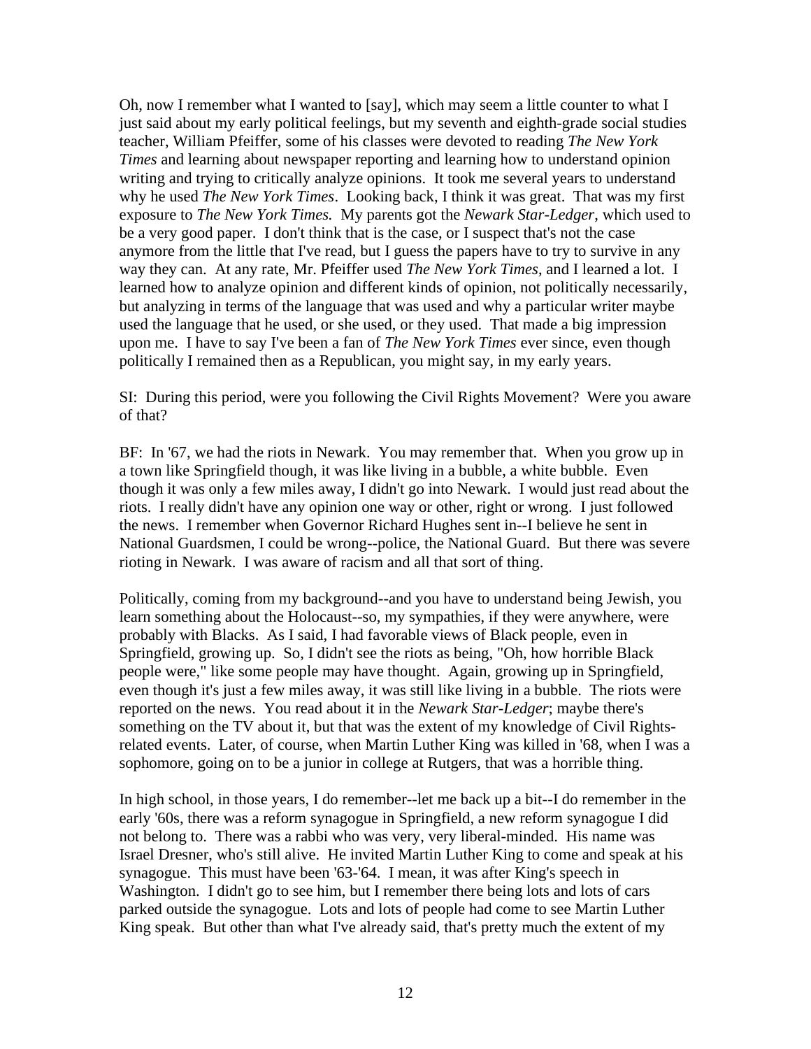Oh, now I remember what I wanted to [say], which may seem a little counter to what I just said about my early political feelings, but my seventh and eighth-grade social studies teacher, William Pfeiffer, some of his classes were devoted to reading *The New York Times* and learning about newspaper reporting and learning how to understand opinion writing and trying to critically analyze opinions. It took me several years to understand why he used *The New York Times*. Looking back, I think it was great. That was my first exposure to *The New York Times.* My parents got the *Newark Star-Ledger*, which used to be a very good paper. I don't think that is the case, or I suspect that's not the case anymore from the little that I've read, but I guess the papers have to try to survive in any way they can. At any rate, Mr. Pfeiffer used *The New York Times*, and I learned a lot. I learned how to analyze opinion and different kinds of opinion, not politically necessarily, but analyzing in terms of the language that was used and why a particular writer maybe used the language that he used, or she used, or they used. That made a big impression upon me. I have to say I've been a fan of *The New York Times* ever since, even though politically I remained then as a Republican, you might say, in my early years.

SI: During this period, were you following the Civil Rights Movement? Were you aware of that?

BF: In '67, we had the riots in Newark. You may remember that. When you grow up in a town like Springfield though, it was like living in a bubble, a white bubble. Even though it was only a few miles away, I didn't go into Newark. I would just read about the riots. I really didn't have any opinion one way or other, right or wrong. I just followed the news. I remember when Governor Richard Hughes sent in--I believe he sent in National Guardsmen, I could be wrong--police, the National Guard. But there was severe rioting in Newark. I was aware of racism and all that sort of thing.

Politically, coming from my background--and you have to understand being Jewish, you learn something about the Holocaust--so, my sympathies, if they were anywhere, were probably with Blacks. As I said, I had favorable views of Black people, even in Springfield, growing up. So, I didn't see the riots as being, "Oh, how horrible Black people were," like some people may have thought. Again, growing up in Springfield, even though it's just a few miles away, it was still like living in a bubble. The riots were reported on the news. You read about it in the *Newark Star-Ledger*; maybe there's something on the TV about it, but that was the extent of my knowledge of Civil Rights-related events. Later, of course, when Martin Luther King was killed in '68, when I was a sophomore, going on to be a junior in college at Rutgers, that was a horrible thing.

In high school, in those years, I do remember--let me back up a bit--I do remember in the early '60s, there was a reform synagogue in Springfield, a new reform synagogue I did not belong to. There was a rabbi who was very, very liberal-minded. His name was Israel Dresner, who's still alive. He invited Martin Luther King to come and speak at his synagogue. This must have been '63-'64. I mean, it was after King's speech in Washington. I didn't go to see him, but I remember there being lots and lots of cars parked outside the synagogue. Lots and lots of people had come to see Martin Luther King speak. But other than what I've already said, that's pretty much the extent of my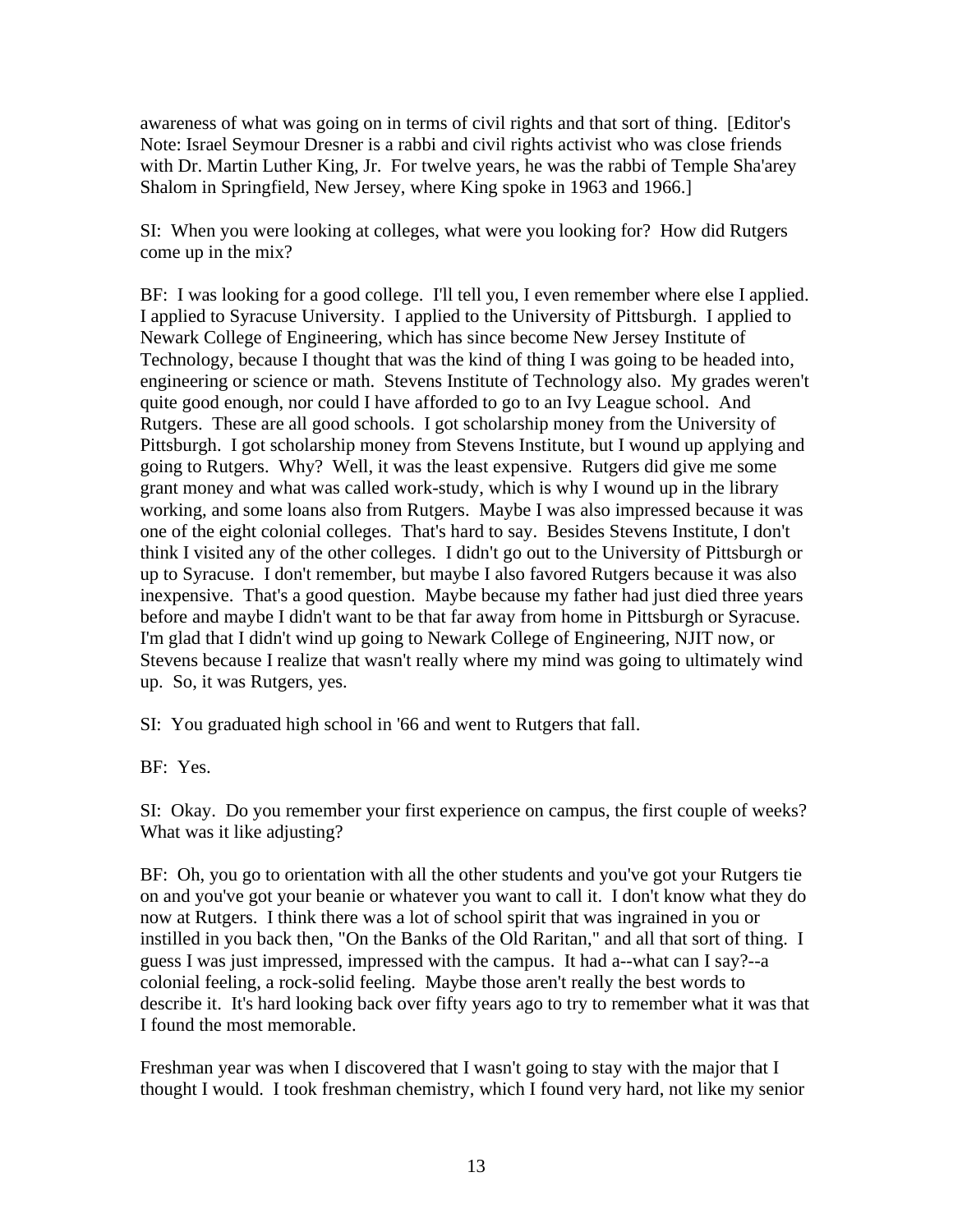awareness of what was going on in terms of civil rights and that sort of thing. [Editor's Note: Israel Seymour Dresner is a rabbi and civil rights activist who was close friends with Dr. Martin Luther King, Jr. For twelve years, he was the rabbi of Temple Sha'arey Shalom in Springfield, New Jersey, where King spoke in 1963 and 1966.]

SI: When you were looking at colleges, what were you looking for? How did Rutgers come up in the mix?

BF: I was looking for a good college. I'll tell you, I even remember where else I applied. I applied to Syracuse University. I applied to the University of Pittsburgh. I applied to Newark College of Engineering, which has since become New Jersey Institute of Technology, because I thought that was the kind of thing I was going to be headed into, engineering or science or math. Stevens Institute of Technology also. My grades weren't quite good enough, nor could I have afforded to go to an Ivy League school. And Rutgers. These are all good schools. I got scholarship money from the University of Pittsburgh. I got scholarship money from Stevens Institute, but I wound up applying and going to Rutgers. Why? Well, it was the least expensive. Rutgers did give me some grant money and what was called work-study, which is why I wound up in the library working, and some loans also from Rutgers. Maybe I was also impressed because it was one of the eight colonial colleges. That's hard to say. Besides Stevens Institute, I don't think I visited any of the other colleges. I didn't go out to the University of Pittsburgh or up to Syracuse. I don't remember, but maybe I also favored Rutgers because it was also inexpensive. That's a good question. Maybe because my father had just died three years before and maybe I didn't want to be that far away from home in Pittsburgh or Syracuse. I'm glad that I didn't wind up going to Newark College of Engineering, NJIT now, or Stevens because I realize that wasn't really where my mind was going to ultimately wind up. So, it was Rutgers, yes.

SI: You graduated high school in '66 and went to Rutgers that fall.

BF: Yes.

SI: Okay. Do you remember your first experience on campus, the first couple of weeks? What was it like adjusting?

BF: Oh, you go to orientation with all the other students and you've got your Rutgers tie on and you've got your beanie or whatever you want to call it. I don't know what they do now at Rutgers. I think there was a lot of school spirit that was ingrained in you or instilled in you back then, "On the Banks of the Old Raritan," and all that sort of thing. I guess I was just impressed, impressed with the campus. It had a--what can I say?--a colonial feeling, a rock-solid feeling. Maybe those aren't really the best words to describe it. It's hard looking back over fifty years ago to try to remember what it was that I found the most memorable.

Freshman year was when I discovered that I wasn't going to stay with the major that I thought I would. I took freshman chemistry, which I found very hard, not like my senior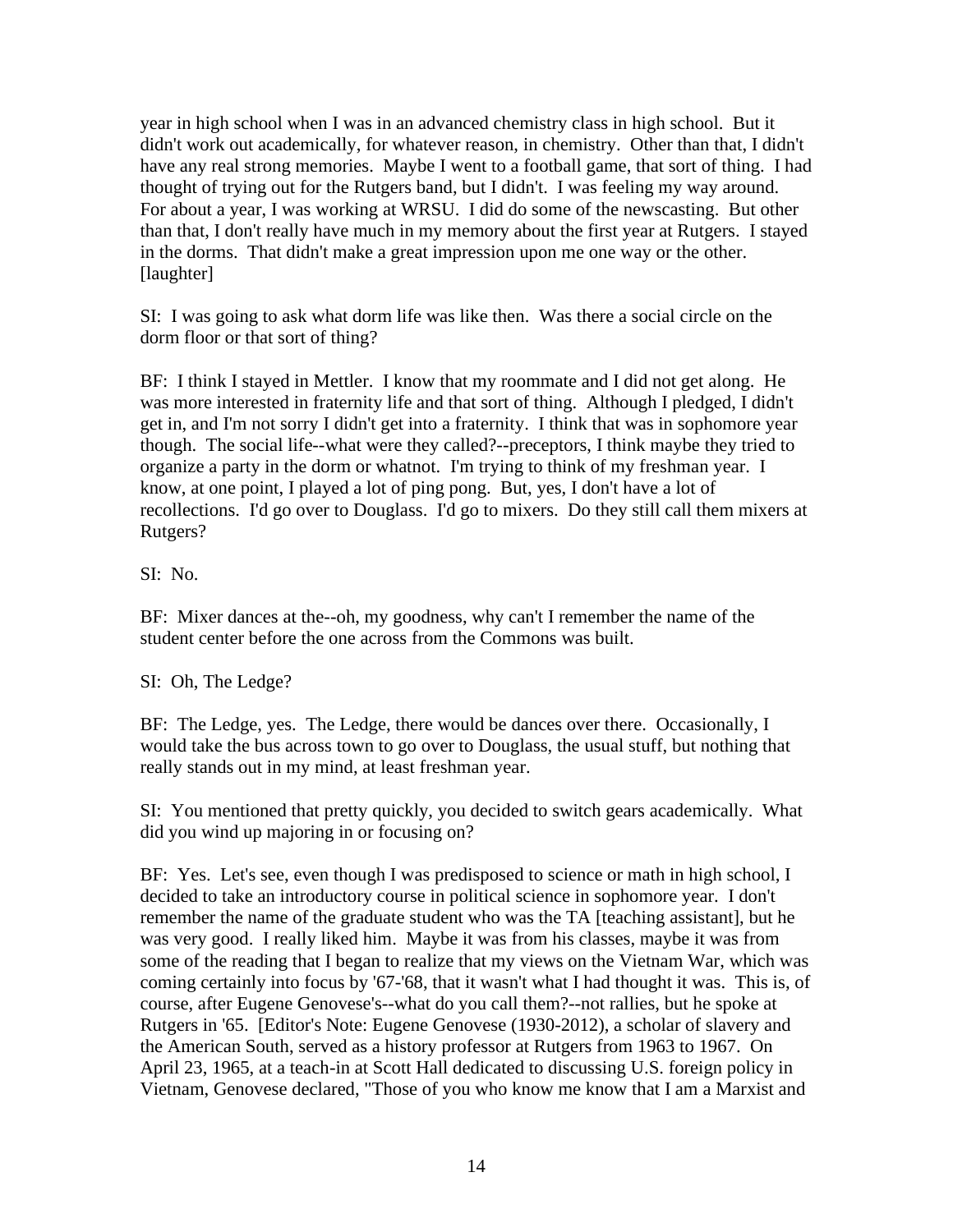year in high school when I was in an advanced chemistry class in high school. But it didn't work out academically, for whatever reason, in chemistry. Other than that, I didn't have any real strong memories. Maybe I went to a football game, that sort of thing. I had thought of trying out for the Rutgers band, but I didn't. I was feeling my way around. For about a year, I was working at WRSU. I did do some of the newscasting. But other than that, I don't really have much in my memory about the first year at Rutgers. I stayed in the dorms. That didn't make a great impression upon me one way or the other. [laughter]

SI: I was going to ask what dorm life was like then. Was there a social circle on the dorm floor or that sort of thing?

BF: I think I stayed in Mettler. I know that my roommate and I did not get along. He was more interested in fraternity life and that sort of thing. Although I pledged, I didn't get in, and I'm not sorry I didn't get into a fraternity. I think that was in sophomore year though. The social life--what were they called?--preceptors, I think maybe they tried to organize a party in the dorm or whatnot. I'm trying to think of my freshman year. I know, at one point, I played a lot of ping pong. But, yes, I don't have a lot of recollections. I'd go over to Douglass. I'd go to mixers. Do they still call them mixers at Rutgers?

SI: No.

BF: Mixer dances at the--oh, my goodness, why can't I remember the name of the student center before the one across from the Commons was built.

SI: Oh, The Ledge?

BF: The Ledge, yes. The Ledge, there would be dances over there. Occasionally, I would take the bus across town to go over to Douglass, the usual stuff, but nothing that really stands out in my mind, at least freshman year.

SI: You mentioned that pretty quickly, you decided to switch gears academically. What did you wind up majoring in or focusing on?

BF: Yes. Let's see, even though I was predisposed to science or math in high school, I decided to take an introductory course in political science in sophomore year. I don't remember the name of the graduate student who was the TA [teaching assistant], but he was very good. I really liked him. Maybe it was from his classes, maybe it was from some of the reading that I began to realize that my views on the Vietnam War, which was coming certainly into focus by '67-'68, that it wasn't what I had thought it was. This is, of course, after Eugene Genovese's--what do you call them?--not rallies, but he spoke at Rutgers in '65. [Editor's Note: Eugene Genovese (1930-2012), a scholar of slavery and the American South, served as a history professor at Rutgers from 1963 to 1967. On April 23, 1965, at a teach-in at Scott Hall dedicated to discussing U.S. foreign policy in Vietnam, Genovese declared, "Those of you who know me know that I am a Marxist and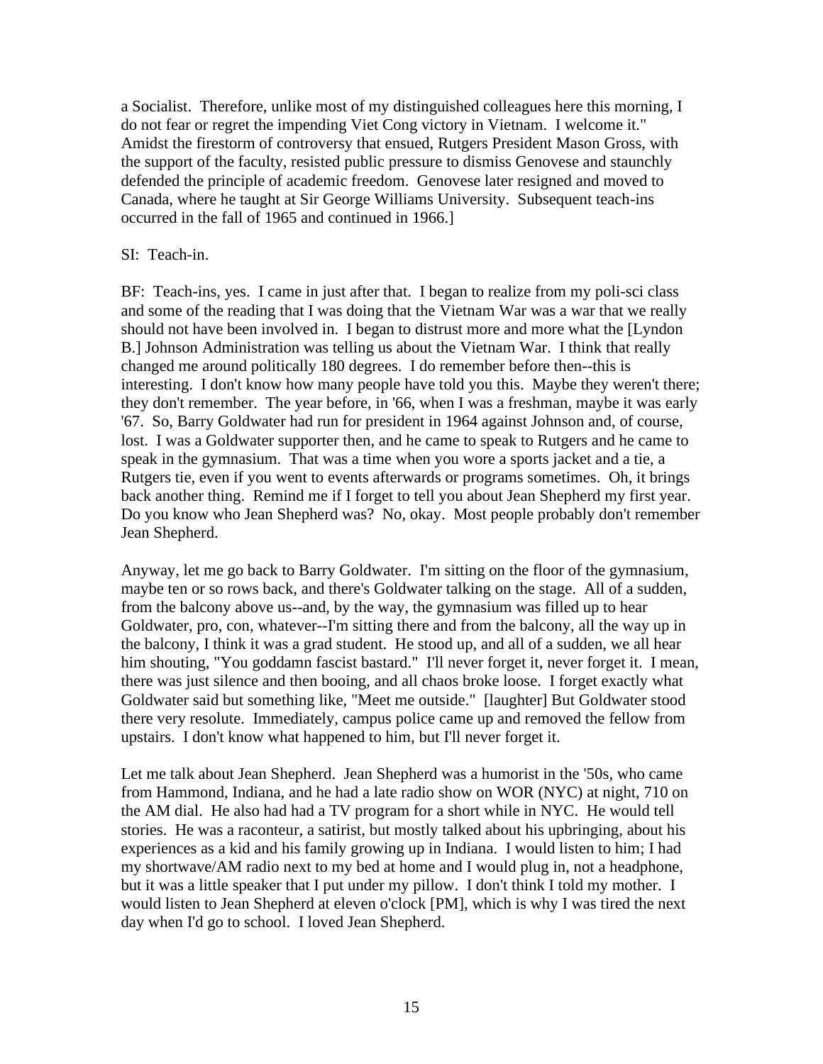a Socialist. Therefore, unlike most of my distinguished colleagues here this morning, I do not fear or regret the impending Viet Cong victory in Vietnam. I welcome it." Amidst the firestorm of controversy that ensued, Rutgers President Mason Gross, with the support of the faculty, resisted public pressure to dismiss Genovese and staunchly defended the principle of academic freedom. Genovese later resigned and moved to Canada, where he taught at Sir George Williams University. Subsequent teach-ins occurred in the fall of 1965 and continued in 1966.]

SI: Teach-in.

BF: Teach-ins, yes. I came in just after that. I began to realize from my poli-sci class and some of the reading that I was doing that the Vietnam War was a war that we really should not have been involved in. I began to distrust more and more what the [Lyndon B.] Johnson Administration was telling us about the Vietnam War. I think that really changed me around politically 180 degrees. I do remember before then--this is interesting. I don't know how many people have told you this. Maybe they weren't there; they don't remember. The year before, in '66, when I was a freshman, maybe it was early '67. So, Barry Goldwater had run for president in 1964 against Johnson and, of course, lost. I was a Goldwater supporter then, and he came to speak to Rutgers and he came to speak in the gymnasium. That was a time when you wore a sports jacket and a tie, a Rutgers tie, even if you went to events afterwards or programs sometimes. Oh, it brings back another thing. Remind me if I forget to tell you about Jean Shepherd my first year. Do you know who Jean Shepherd was? No, okay. Most people probably don't remember Jean Shepherd.

Anyway, let me go back to Barry Goldwater. I'm sitting on the floor of the gymnasium, maybe ten or so rows back, and there's Goldwater talking on the stage. All of a sudden, from the balcony above us--and, by the way, the gymnasium was filled up to hear Goldwater, pro, con, whatever--I'm sitting there and from the balcony, all the way up in the balcony, I think it was a grad student. He stood up, and all of a sudden, we all hear him shouting, "You goddamn fascist bastard." I'll never forget it, never forget it. I mean, there was just silence and then booing, and all chaos broke loose. I forget exactly what Goldwater said but something like, "Meet me outside." [laughter] But Goldwater stood there very resolute. Immediately, campus police came up and removed the fellow from upstairs. I don't know what happened to him, but I'll never forget it.

Let me talk about Jean Shepherd. Jean Shepherd was a humorist in the '50s, who came from Hammond, Indiana, and he had a late radio show on WOR (NYC) at night, 710 on the AM dial. He also had had a TV program for a short while in NYC. He would tell stories. He was a raconteur, a satirist, but mostly talked about his upbringing, about his experiences as a kid and his family growing up in Indiana. I would listen to him; I had my shortwave/AM radio next to my bed at home and I would plug in, not a headphone, but it was a little speaker that I put under my pillow. I don't think I told my mother. I would listen to Jean Shepherd at eleven o'clock [PM], which is why I was tired the next day when I'd go to school. I loved Jean Shepherd.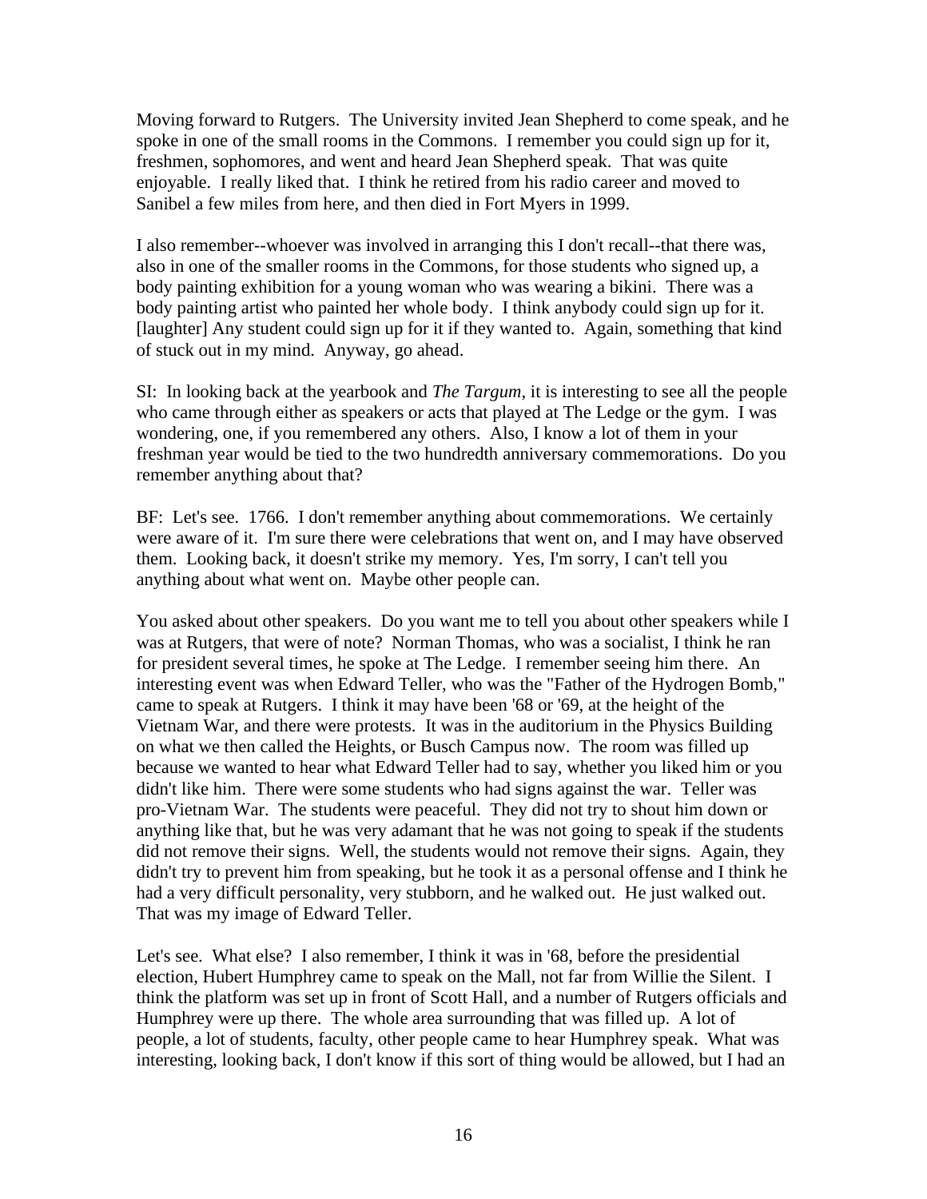Moving forward to Rutgers. The University invited Jean Shepherd to come speak, and he spoke in one of the small rooms in the Commons. I remember you could sign up for it, freshmen, sophomores, and went and heard Jean Shepherd speak. That was quite enjoyable. I really liked that. I think he retired from his radio career and moved to Sanibel a few miles from here, and then died in Fort Myers in 1999.

I also remember--whoever was involved in arranging this I don't recall--that there was, also in one of the smaller rooms in the Commons, for those students who signed up, a body painting exhibition for a young woman who was wearing a bikini. There was a body painting artist who painted her whole body. I think anybody could sign up for it. [laughter] Any student could sign up for it if they wanted to. Again, something that kind of stuck out in my mind. Anyway, go ahead.

SI: In looking back at the yearbook and *The Targum*, it is interesting to see all the people who came through either as speakers or acts that played at The Ledge or the gym. I was wondering, one, if you remembered any others. Also, I know a lot of them in your freshman year would be tied to the two hundredth anniversary commemorations. Do you remember anything about that?

BF: Let's see. 1766. I don't remember anything about commemorations. We certainly were aware of it. I'm sure there were celebrations that went on, and I may have observed them. Looking back, it doesn't strike my memory. Yes, I'm sorry, I can't tell you anything about what went on. Maybe other people can.

You asked about other speakers. Do you want me to tell you about other speakers while I was at Rutgers, that were of note? Norman Thomas, who was a socialist, I think he ran for president several times, he spoke at The Ledge. I remember seeing him there. An interesting event was when Edward Teller, who was the "Father of the Hydrogen Bomb," came to speak at Rutgers. I think it may have been '68 or '69, at the height of the Vietnam War, and there were protests. It was in the auditorium in the Physics Building on what we then called the Heights, or Busch Campus now. The room was filled up because we wanted to hear what Edward Teller had to say, whether you liked him or you didn't like him. There were some students who had signs against the war. Teller was pro-Vietnam War. The students were peaceful. They did not try to shout him down or anything like that, but he was very adamant that he was not going to speak if the students did not remove their signs. Well, the students would not remove their signs. Again, they didn't try to prevent him from speaking, but he took it as a personal offense and I think he had a very difficult personality, very stubborn, and he walked out. He just walked out. That was my image of Edward Teller.

Let's see. What else? I also remember, I think it was in '68, before the presidential election, Hubert Humphrey came to speak on the Mall, not far from Willie the Silent. I think the platform was set up in front of Scott Hall, and a number of Rutgers officials and Humphrey were up there. The whole area surrounding that was filled up. A lot of people, a lot of students, faculty, other people came to hear Humphrey speak. What was interesting, looking back, I don't know if this sort of thing would be allowed, but I had an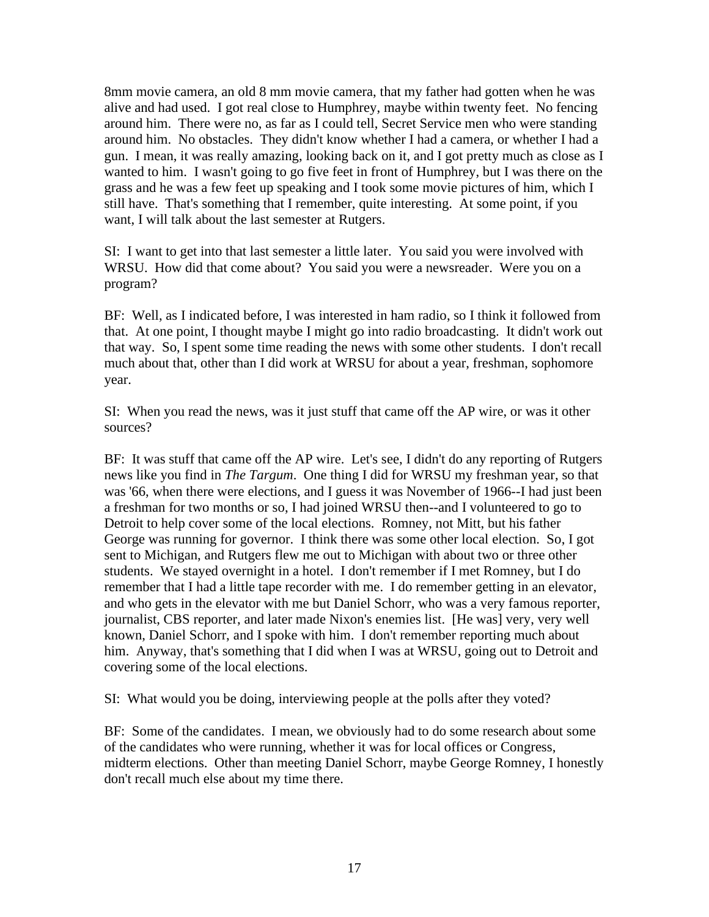8mm movie camera, an old 8 mm movie camera, that my father had gotten when he was alive and had used. I got real close to Humphrey, maybe within twenty feet. No fencing around him. There were no, as far as I could tell, Secret Service men who were standing around him. No obstacles. They didn't know whether I had a camera, or whether I had a gun. I mean, it was really amazing, looking back on it, and I got pretty much as close as I wanted to him. I wasn't going to go five feet in front of Humphrey, but I was there on the grass and he was a few feet up speaking and I took some movie pictures of him, which I still have. That's something that I remember, quite interesting. At some point, if you want, I will talk about the last semester at Rutgers.

SI: I want to get into that last semester a little later. You said you were involved with WRSU. How did that come about? You said you were a newsreader. Were you on a program?

BF: Well, as I indicated before, I was interested in ham radio, so I think it followed from that. At one point, I thought maybe I might go into radio broadcasting. It didn't work out that way. So, I spent some time reading the news with some other students. I don't recall much about that, other than I did work at WRSU for about a year, freshman, sophomore year.

SI: When you read the news, was it just stuff that came off the AP wire, or was it other sources?

BF: It was stuff that came off the AP wire. Let's see, I didn't do any reporting of Rutgers news like you find in *The Targum*. One thing I did for WRSU my freshman year, so that was '66, when there were elections, and I guess it was November of 1966--I had just been a freshman for two months or so, I had joined WRSU then--and I volunteered to go to Detroit to help cover some of the local elections. Romney, not Mitt, but his father George was running for governor. I think there was some other local election. So, I got sent to Michigan, and Rutgers flew me out to Michigan with about two or three other students. We stayed overnight in a hotel. I don't remember if I met Romney, but I do remember that I had a little tape recorder with me. I do remember getting in an elevator, and who gets in the elevator with me but Daniel Schorr, who was a very famous reporter, journalist, CBS reporter, and later made Nixon's enemies list. [He was] very, very well known, Daniel Schorr, and I spoke with him. I don't remember reporting much about him. Anyway, that's something that I did when I was at WRSU, going out to Detroit and covering some of the local elections.

SI: What would you be doing, interviewing people at the polls after they voted?

BF: Some of the candidates. I mean, we obviously had to do some research about some of the candidates who were running, whether it was for local offices or Congress, midterm elections. Other than meeting Daniel Schorr, maybe George Romney, I honestly don't recall much else about my time there.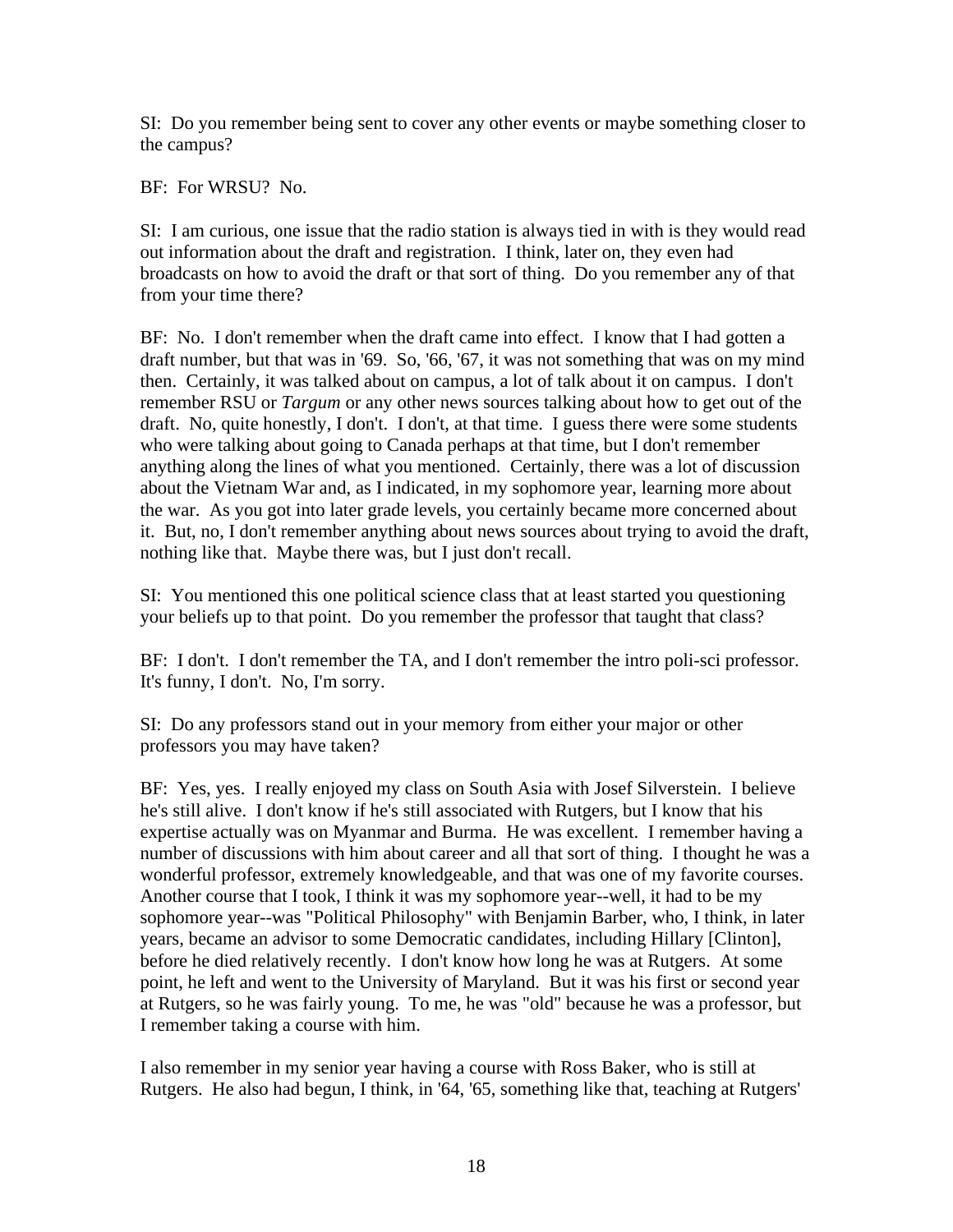SI: Do you remember being sent to cover any other events or maybe something closer to the campus?

BF: For WRSU? No.

SI: I am curious, one issue that the radio station is always tied in with is they would read out information about the draft and registration. I think, later on, they even had broadcasts on how to avoid the draft or that sort of thing. Do you remember any of that from your time there?

BF: No. I don't remember when the draft came into effect. I know that I had gotten a draft number, but that was in '69. So, '66, '67, it was not something that was on my mind then. Certainly, it was talked about on campus, a lot of talk about it on campus. I don't remember RSU or *Targum* or any other news sources talking about how to get out of the draft. No, quite honestly, I don't. I don't, at that time. I guess there were some students who were talking about going to Canada perhaps at that time, but I don't remember anything along the lines of what you mentioned. Certainly, there was a lot of discussion about the Vietnam War and, as I indicated, in my sophomore year, learning more about the war. As you got into later grade levels, you certainly became more concerned about it. But, no, I don't remember anything about news sources about trying to avoid the draft, nothing like that. Maybe there was, but I just don't recall.

SI: You mentioned this one political science class that at least started you questioning your beliefs up to that point. Do you remember the professor that taught that class?

BF: I don't. I don't remember the TA, and I don't remember the intro poli-sci professor. It's funny, I don't. No, I'm sorry.

SI: Do any professors stand out in your memory from either your major or other professors you may have taken?

BF: Yes, yes. I really enjoyed my class on South Asia with Josef Silverstein. I believe he's still alive. I don't know if he's still associated with Rutgers, but I know that his expertise actually was on Myanmar and Burma. He was excellent. I remember having a number of discussions with him about career and all that sort of thing. I thought he was a wonderful professor, extremely knowledgeable, and that was one of my favorite courses. Another course that I took, I think it was my sophomore year--well, it had to be my sophomore year--was "Political Philosophy" with Benjamin Barber, who, I think, in later years, became an advisor to some Democratic candidates, including Hillary [Clinton], before he died relatively recently. I don't know how long he was at Rutgers. At some point, he left and went to the University of Maryland. But it was his first or second year at Rutgers, so he was fairly young. To me, he was "old" because he was a professor, but I remember taking a course with him.

I also remember in my senior year having a course with Ross Baker, who is still at Rutgers. He also had begun, I think, in '64, '65, something like that, teaching at Rutgers'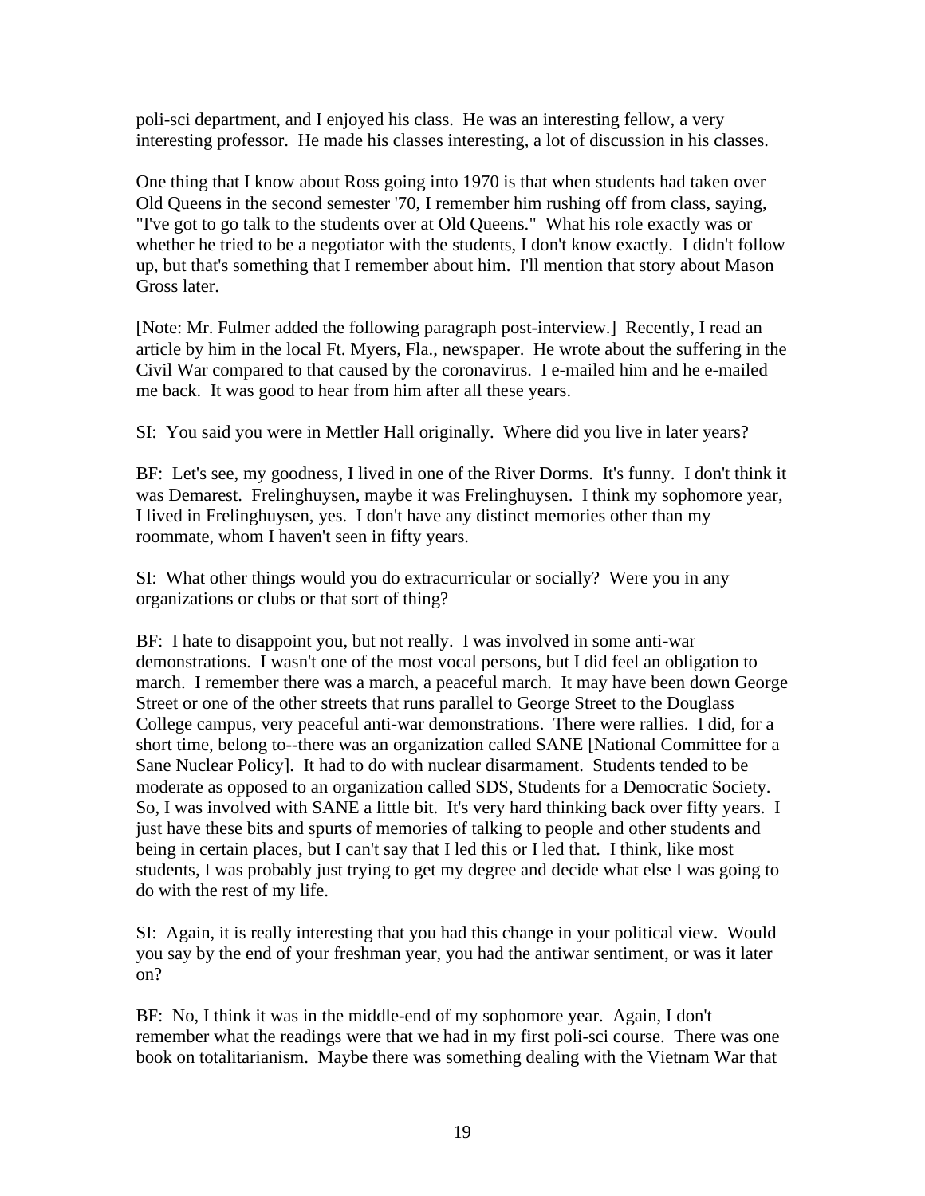poli-sci department, and I enjoyed his class. He was an interesting fellow, a very interesting professor. He made his classes interesting, a lot of discussion in his classes.

One thing that I know about Ross going into 1970 is that when students had taken over Old Queens in the second semester '70, I remember him rushing off from class, saying, "I've got to go talk to the students over at Old Queens." What his role exactly was or whether he tried to be a negotiator with the students, I don't know exactly. I didn't follow up, but that's something that I remember about him. I'll mention that story about Mason Gross later.

[Note: Mr. Fulmer added the following paragraph post-interview.] Recently, I read an article by him in the local Ft. Myers, Fla., newspaper. He wrote about the suffering in the Civil War compared to that caused by the coronavirus. I e-mailed him and he e-mailed me back. It was good to hear from him after all these years.

SI: You said you were in Mettler Hall originally. Where did you live in later years?

BF: Let's see, my goodness, I lived in one of the River Dorms. It's funny. I don't think it was Demarest. Frelinghuysen, maybe it was Frelinghuysen. I think my sophomore year, I lived in Frelinghuysen, yes. I don't have any distinct memories other than my roommate, whom I haven't seen in fifty years.

SI: What other things would you do extracurricular or socially? Were you in any organizations or clubs or that sort of thing?

BF: I hate to disappoint you, but not really. I was involved in some anti-war demonstrations. I wasn't one of the most vocal persons, but I did feel an obligation to march. I remember there was a march, a peaceful march. It may have been down George Street or one of the other streets that runs parallel to George Street to the Douglass College campus, very peaceful anti-war demonstrations. There were rallies. I did, for a short time, belong to--there was an organization called SANE [National Committee for a Sane Nuclear Policy]. It had to do with nuclear disarmament. Students tended to be moderate as opposed to an organization called SDS, Students for a Democratic Society. So, I was involved with SANE a little bit. It's very hard thinking back over fifty years. I just have these bits and spurts of memories of talking to people and other students and being in certain places, but I can't say that I led this or I led that. I think, like most students, I was probably just trying to get my degree and decide what else I was going to do with the rest of my life.

SI: Again, it is really interesting that you had this change in your political view. Would you say by the end of your freshman year, you had the antiwar sentiment, or was it later on?

BF: No, I think it was in the middle-end of my sophomore year. Again, I don't remember what the readings were that we had in my first poli-sci course. There was one book on totalitarianism. Maybe there was something dealing with the Vietnam War that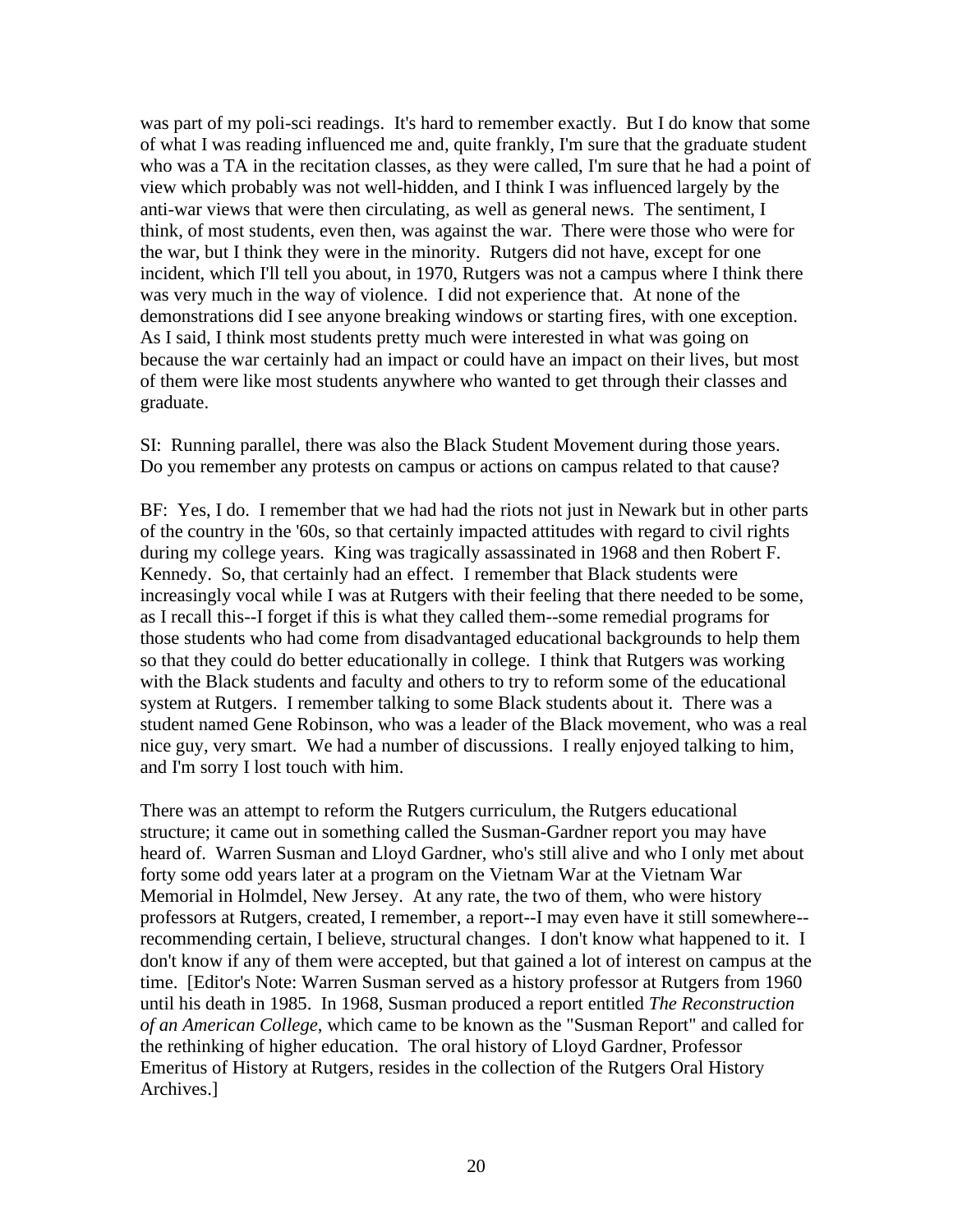was part of my poli-sci readings. It's hard to remember exactly. But I do know that some of what I was reading influenced me and, quite frankly, I'm sure that the graduate student who was a TA in the recitation classes, as they were called, I'm sure that he had a point of view which probably was not well-hidden, and I think I was influenced largely by the anti-war views that were then circulating, as well as general news. The sentiment, I think, of most students, even then, was against the war. There were those who were for the war, but I think they were in the minority. Rutgers did not have, except for one incident, which I'll tell you about, in 1970, Rutgers was not a campus where I think there was very much in the way of violence. I did not experience that. At none of the demonstrations did I see anyone breaking windows or starting fires, with one exception. As I said, I think most students pretty much were interested in what was going on because the war certainly had an impact or could have an impact on their lives, but most of them were like most students anywhere who wanted to get through their classes and graduate.

SI: Running parallel, there was also the Black Student Movement during those years. Do you remember any protests on campus or actions on campus related to that cause?

BF: Yes, I do. I remember that we had had the riots not just in Newark but in other parts of the country in the '60s, so that certainly impacted attitudes with regard to civil rights during my college years. King was tragically assassinated in 1968 and then Robert F. Kennedy. So, that certainly had an effect. I remember that Black students were increasingly vocal while I was at Rutgers with their feeling that there needed to be some, as I recall this--I forget if this is what they called them--some remedial programs for those students who had come from disadvantaged educational backgrounds to help them so that they could do better educationally in college. I think that Rutgers was working with the Black students and faculty and others to try to reform some of the educational system at Rutgers. I remember talking to some Black students about it. There was a student named Gene Robinson, who was a leader of the Black movement, who was a real nice guy, very smart. We had a number of discussions. I really enjoyed talking to him, and I'm sorry I lost touch with him.

There was an attempt to reform the Rutgers curriculum, the Rutgers educational structure; it came out in something called the Susman-Gardner report you may have heard of. Warren Susman and Lloyd Gardner, who's still alive and who I only met about forty some odd years later at a program on the Vietnam War at the Vietnam War Memorial in Holmdel, New Jersey. At any rate, the two of them, who were history professors at Rutgers, created, I remember, a report--I may even have it still somewhere--recommending certain, I believe, structural changes. I don't know what happened to it. I don't know if any of them were accepted, but that gained a lot of interest on campus at the time. [Editor's Note: Warren Susman served as a history professor at Rutgers from 1960 until his death in 1985. In 1968, Susman produced a report entitled *The Reconstruction of an American College*, which came to be known as the "Susman Report" and called for the rethinking of higher education. The oral history of Lloyd Gardner, Professor Emeritus of History at Rutgers, resides in the collection of the Rutgers Oral History Archives.]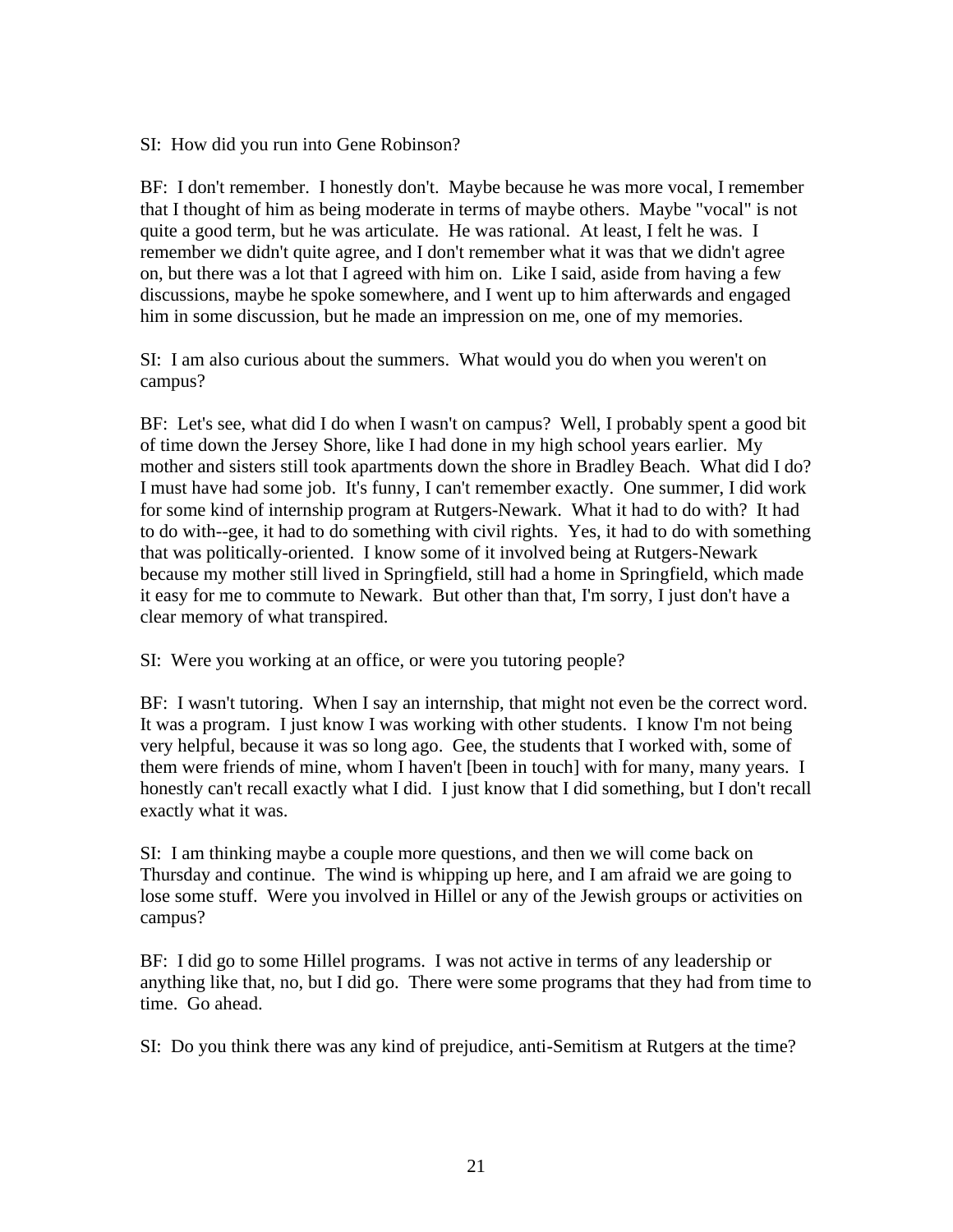SI: How did you run into Gene Robinson?

BF: I don't remember. I honestly don't. Maybe because he was more vocal, I remember that I thought of him as being moderate in terms of maybe others. Maybe "vocal" is not quite a good term, but he was articulate. He was rational. At least, I felt he was. I remember we didn't quite agree, and I don't remember what it was that we didn't agree on, but there was a lot that I agreed with him on. Like I said, aside from having a few discussions, maybe he spoke somewhere, and I went up to him afterwards and engaged him in some discussion, but he made an impression on me, one of my memories.

SI: I am also curious about the summers. What would you do when you weren't on campus?

BF: Let's see, what did I do when I wasn't on campus? Well, I probably spent a good bit of time down the Jersey Shore, like I had done in my high school years earlier. My mother and sisters still took apartments down the shore in Bradley Beach. What did I do? I must have had some job. It's funny, I can't remember exactly. One summer, I did work for some kind of internship program at Rutgers-Newark. What it had to do with? It had to do with--gee, it had to do something with civil rights. Yes, it had to do with something that was politically-oriented. I know some of it involved being at Rutgers-Newark because my mother still lived in Springfield, still had a home in Springfield, which made it easy for me to commute to Newark. But other than that, I'm sorry, I just don't have a clear memory of what transpired.

SI: Were you working at an office, or were you tutoring people?

BF: I wasn't tutoring. When I say an internship, that might not even be the correct word. It was a program. I just know I was working with other students. I know I'm not being very helpful, because it was so long ago. Gee, the students that I worked with, some of them were friends of mine, whom I haven't [been in touch] with for many, many years. I honestly can't recall exactly what I did. I just know that I did something, but I don't recall exactly what it was.

SI: I am thinking maybe a couple more questions, and then we will come back on Thursday and continue. The wind is whipping up here, and I am afraid we are going to lose some stuff. Were you involved in Hillel or any of the Jewish groups or activities on campus?

BF: I did go to some Hillel programs. I was not active in terms of any leadership or anything like that, no, but I did go. There were some programs that they had from time to time. Go ahead.

SI: Do you think there was any kind of prejudice, anti-Semitism at Rutgers at the time?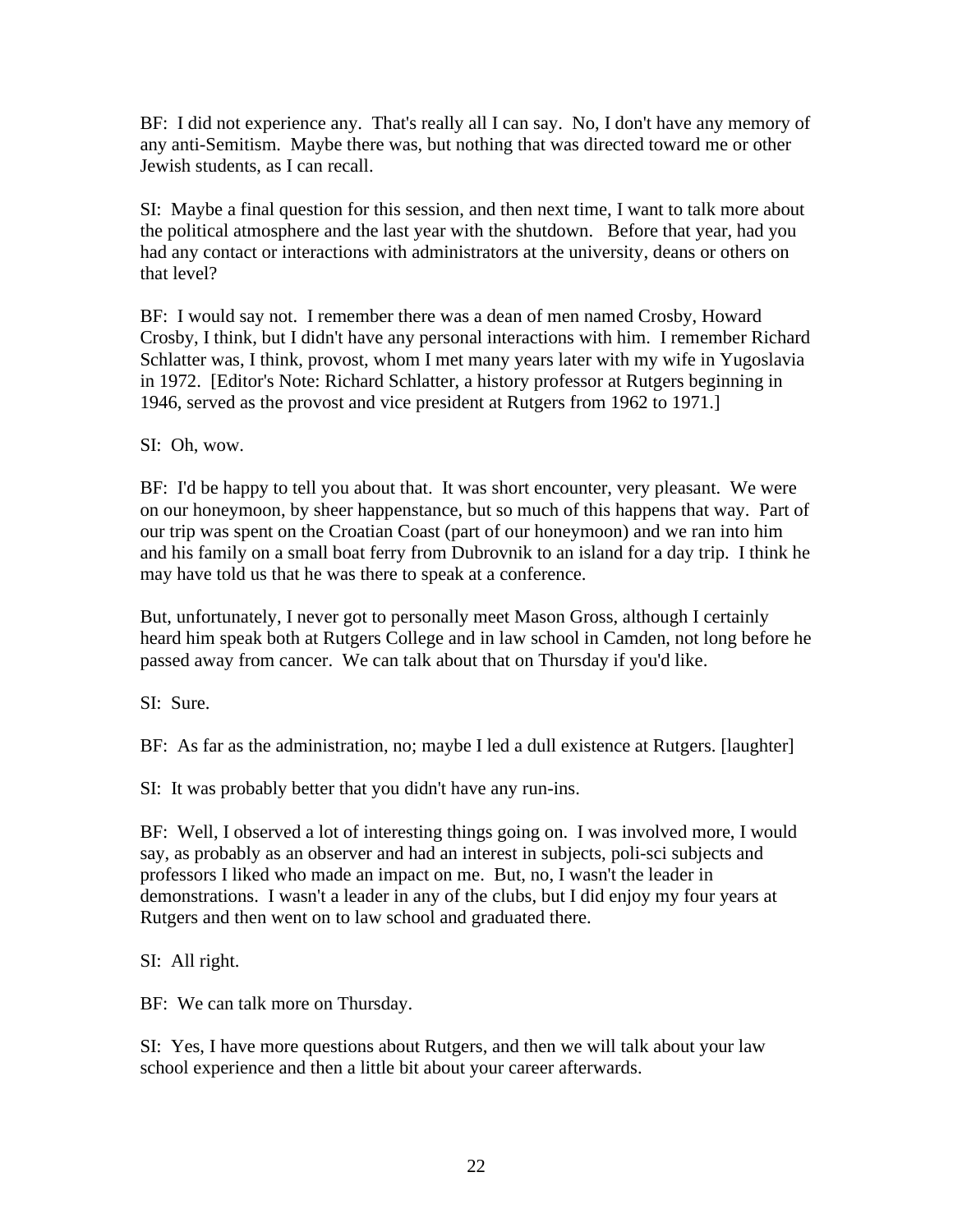BF: I did not experience any. That's really all I can say. No, I don't have any memory of any anti-Semitism. Maybe there was, but nothing that was directed toward me or other Jewish students, as I can recall.

SI: Maybe a final question for this session, and then next time, I want to talk more about the political atmosphere and the last year with the shutdown. Before that year, had you had any contact or interactions with administrators at the university, deans or others on that level?

BF: I would say not. I remember there was a dean of men named Crosby, Howard Crosby, I think, but I didn't have any personal interactions with him. I remember Richard Schlatter was, I think, provost, whom I met many years later with my wife in Yugoslavia in 1972. [Editor's Note: Richard Schlatter, a history professor at Rutgers beginning in 1946, served as the provost and vice president at Rutgers from 1962 to 1971.]

SI: Oh, wow.

BF: I'd be happy to tell you about that. It was short encounter, very pleasant. We were on our honeymoon, by sheer happenstance, but so much of this happens that way. Part of our trip was spent on the Croatian Coast (part of our honeymoon) and we ran into him and his family on a small boat ferry from Dubrovnik to an island for a day trip. I think he may have told us that he was there to speak at a conference.

But, unfortunately, I never got to personally meet Mason Gross, although I certainly heard him speak both at Rutgers College and in law school in Camden, not long before he passed away from cancer. We can talk about that on Thursday if you'd like.

SI: Sure.

BF: As far as the administration, no; maybe I led a dull existence at Rutgers. [laughter]

SI: It was probably better that you didn't have any run-ins.

BF: Well, I observed a lot of interesting things going on. I was involved more, I would say, as probably as an observer and had an interest in subjects, poli-sci subjects and professors I liked who made an impact on me. But, no, I wasn't the leader in demonstrations. I wasn't a leader in any of the clubs, but I did enjoy my four years at Rutgers and then went on to law school and graduated there.

SI: All right.

BF: We can talk more on Thursday.

SI: Yes, I have more questions about Rutgers, and then we will talk about your law school experience and then a little bit about your career afterwards.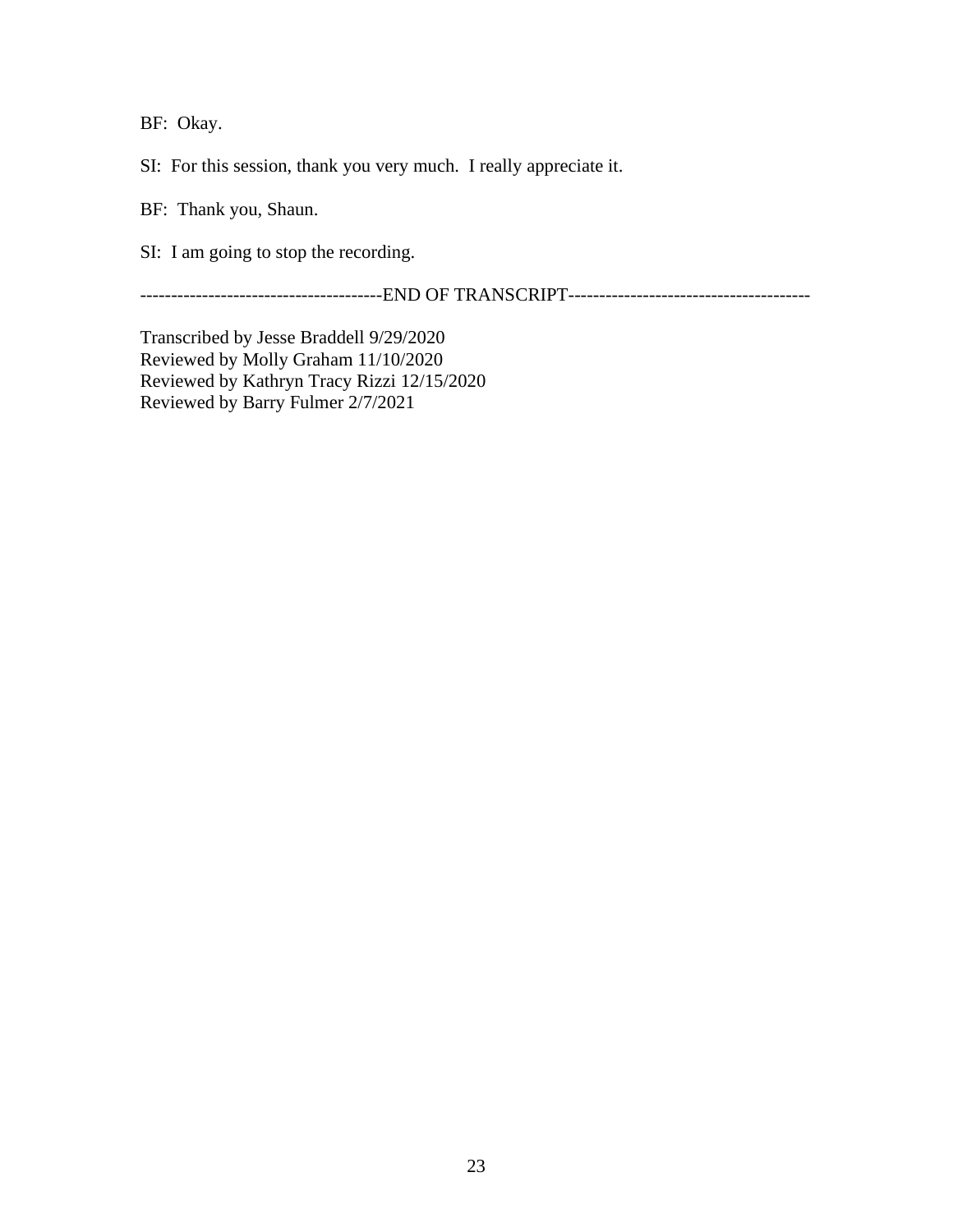BF: Okay.

SI: For this session, thank you very much. I really appreciate it.

BF: Thank you, Shaun.

SI: I am going to stop the recording.

--------------------------------------END OF TRANSCRIPT--------------------------------------

Transcribed by Jesse Braddell 9/29/2020
Reviewed by Molly Graham 11/10/2020
Reviewed by Kathryn Tracy Rizzi 12/15/2020
Reviewed by Barry Fulmer 2/7/2021